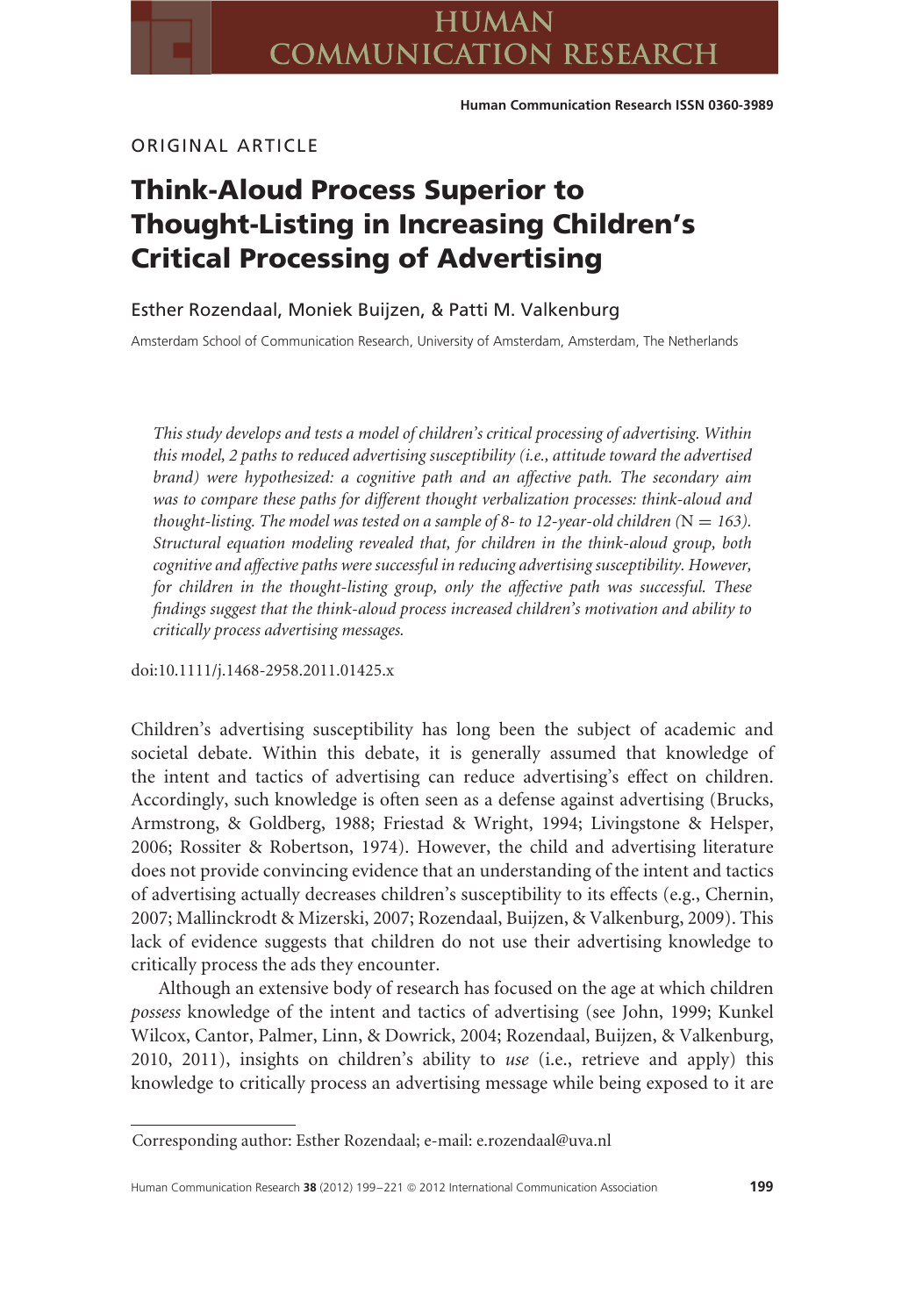ORIGINAL ARTICLE

# Think-Aloud Process Superior to Thought-Listing in Increasing Children's Critical Processing of Advertising

Esther Rozendaal, Moniek Buijzen, & Patti M. Valkenburg

Amsterdam School of Communication Research, University of Amsterdam, Amsterdam, The Netherlands

*This study develops and tests a model of children's critical processing of advertising. Within this model, 2 paths to reduced advertising susceptibility (i.e., attitude toward the advertised brand) were hypothesized: a cognitive path and an affective path. The secondary aim was to compare these paths for different thought verbalization processes: think-aloud and thought-listing. The model was tested on a sample of 8- to 12-year-old children (N = 163). Structural equation modeling revealed that, for children in the think-aloud group, both cognitive and affective paths were successful in reducing advertising susceptibility. However, for children in the thought-listing group, only the affective path was successful. These findings suggest that the think-aloud process increased children's motivation and ability to critically process advertising messages.*

doi:10.1111/j.1468-2958.2011.01425.x

Children's advertising susceptibility has long been the subject of academic and societal debate. Within this debate, it is generally assumed that knowledge of the intent and tactics of advertising can reduce advertising's effect on children. Accordingly, such knowledge is often seen as a defense against advertising (Brucks, Armstrong, & Goldberg, 1988; Friestad & Wright, 1994; Livingstone & Helsper, 2006; Rossiter & Robertson, 1974). However, the child and advertising literature does not provide convincing evidence that an understanding of the intent and tactics of advertising actually decreases children's susceptibility to its effects (e.g., Chernin, 2007; Mallinckrodt & Mizerski, 2007; Rozendaal, Buijzen, & Valkenburg, 2009). This lack of evidence suggests that children do not use their advertising knowledge to critically process the ads they encounter.

Although an extensive body of research has focused on the age at which children *possess* knowledge of the intent and tactics of advertising (see John, 1999; Kunkel Wilcox, Cantor, Palmer, Linn, & Dowrick, 2004; Rozendaal, Buijzen, & Valkenburg, 2010, 2011), insights on children's ability to *use* (i.e., retrieve and apply) this knowledge to critically process an advertising message while being exposed to it are

Corresponding author: Esther Rozendaal; e-mail: e.rozendaal@uva.nl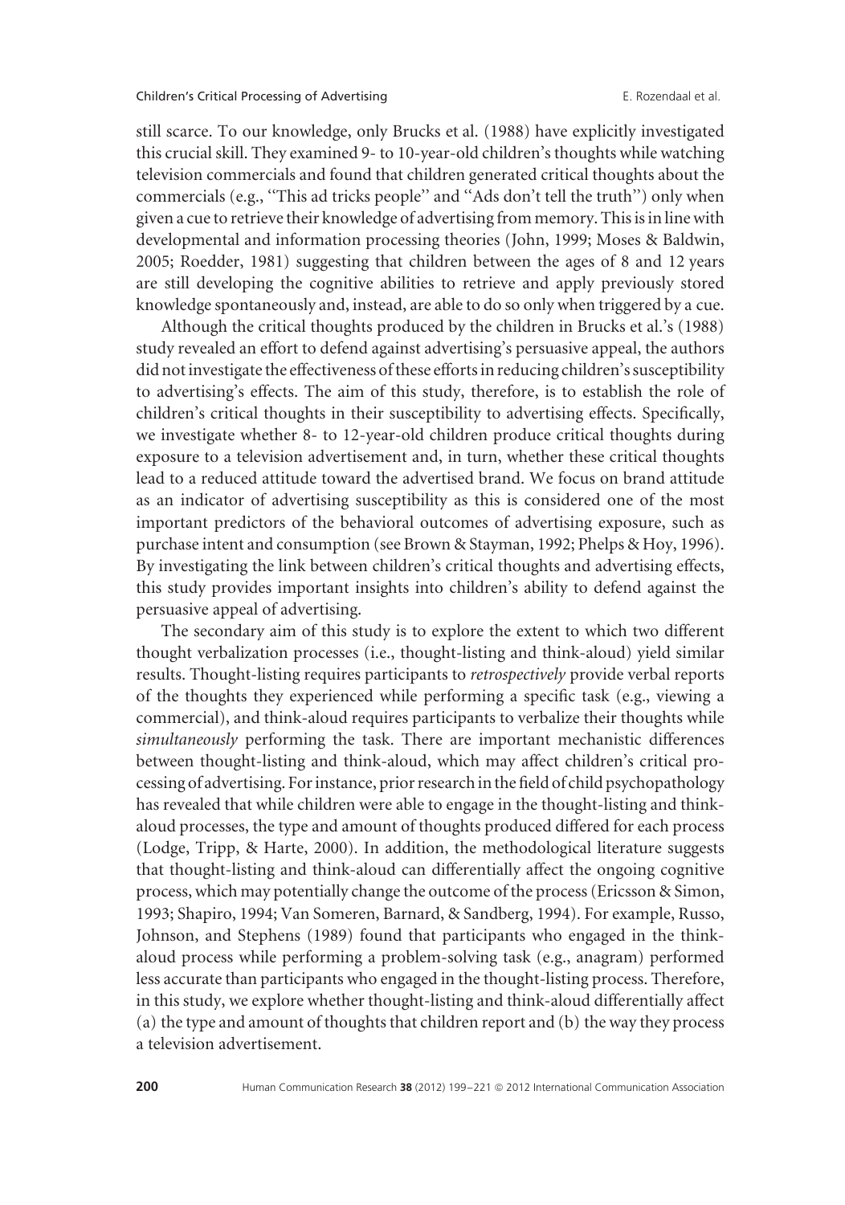still scarce. To our knowledge, only Brucks et al. (1988) have explicitly investigated this crucial skill. They examined 9- to 10-year-old children's thoughts while watching television commercials and found that children generated critical thoughts about the commercials (e.g., ''This ad tricks people'' and ''Ads don't tell the truth'') only when given a cue to retrieve their knowledge of advertising from memory. This is in line with developmental and information processing theories (John, 1999; Moses & Baldwin, 2005; Roedder, 1981) suggesting that children between the ages of 8 and 12 years are still developing the cognitive abilities to retrieve and apply previously stored knowledge spontaneously and, instead, are able to do so only when triggered by a cue.

Although the critical thoughts produced by the children in Brucks et al.'s (1988) study revealed an effort to defend against advertising's persuasive appeal, the authors did not investigate the effectiveness of these efforts in reducing children's susceptibility to advertising's effects. The aim of this study, therefore, is to establish the role of children's critical thoughts in their susceptibility to advertising effects. Specifically, we investigate whether 8- to 12-year-old children produce critical thoughts during exposure to a television advertisement and, in turn, whether these critical thoughts lead to a reduced attitude toward the advertised brand. We focus on brand attitude as an indicator of advertising susceptibility as this is considered one of the most important predictors of the behavioral outcomes of advertising exposure, such as purchase intent and consumption (see Brown & Stayman, 1992; Phelps & Hoy, 1996). By investigating the link between children's critical thoughts and advertising effects, this study provides important insights into children's ability to defend against the persuasive appeal of advertising.

The secondary aim of this study is to explore the extent to which two different thought verbalization processes (i.e., thought-listing and think-aloud) yield similar results. Thought-listing requires participants to *retrospectively* provide verbal reports of the thoughts they experienced while performing a specific task (e.g., viewing a commercial), and think-aloud requires participants to verbalize their thoughts while *simultaneously* performing the task. There are important mechanistic differences between thought-listing and think-aloud, which may affect children's critical processing of advertising. For instance, prior research in the field of child psychopathology has revealed that while children were able to engage in the thought-listing and think-aloud processes, the type and amount of thoughts produced differed for each process (Lodge, Tripp, & Harte, 2000). In addition, the methodological literature suggests that thought-listing and think-aloud can differentially affect the ongoing cognitive process, which may potentially change the outcome of the process (Ericsson & Simon, 1993; Shapiro, 1994; Van Someren, Barnard, & Sandberg, 1994). For example, Russo, Johnson, and Stephens (1989) found that participants who engaged in the think-aloud process while performing a problem-solving task (e.g., anagram) performed less accurate than participants who engaged in the thought-listing process. Therefore, in this study, we explore whether thought-listing and think-aloud differentially affect (a) the type and amount of thoughts that children report and (b) the way they process a television advertisement.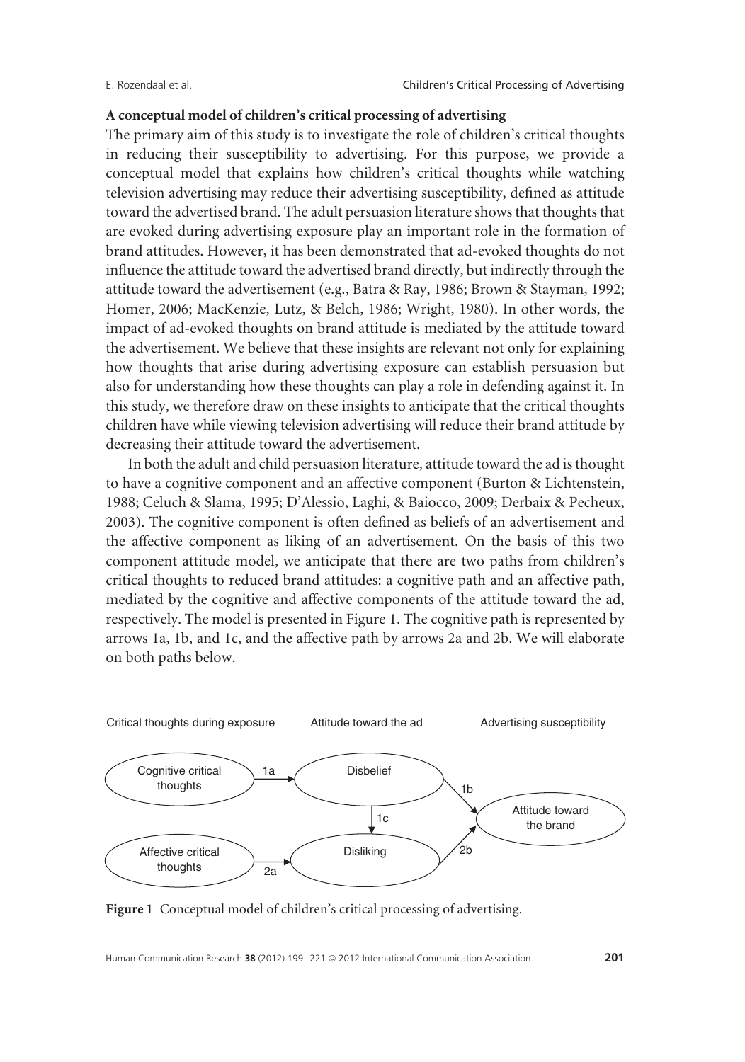### A conceptual model of children's critical processing of advertising

The primary aim of this study is to investigate the role of children's critical thoughts in reducing their susceptibility to advertising. For this purpose, we provide a conceptual model that explains how children's critical thoughts while watching television advertising may reduce their advertising susceptibility, defined as attitude toward the advertised brand. The adult persuasion literature shows that thoughts that are evoked during advertising exposure play an important role in the formation of brand attitudes. However, it has been demonstrated that ad-evoked thoughts do not influence the attitude toward the advertised brand directly, but indirectly through the attitude toward the advertisement (e.g., Batra & Ray, 1986; Brown & Stayman, 1992; Homer, 2006; MacKenzie, Lutz, & Belch, 1986; Wright, 1980). In other words, the impact of ad-evoked thoughts on brand attitude is mediated by the attitude toward the advertisement. We believe that these insights are relevant not only for explaining how thoughts that arise during advertising exposure can establish persuasion but also for understanding how these thoughts can play a role in defending against it. In this study, we therefore draw on these insights to anticipate that the critical thoughts children have while viewing television advertising will reduce their brand attitude by decreasing their attitude toward the advertisement.

In both the adult and child persuasion literature, attitude toward the ad is thought to have a cognitive component and an affective component (Burton & Lichtenstein, 1988; Celuch & Slama, 1995; D'Alessio, Laghi, & Baiocco, 2009; Derbaix & Pecheux, 2003). The cognitive component is often defined as beliefs of an advertisement and the affective component as liking of an advertisement. On the basis of this two component attitude model, we anticipate that there are two paths from children's critical thoughts to reduced brand attitudes: a cognitive path and an affective path, mediated by the cognitive and affective components of the attitude toward the ad, respectively. The model is presented in Figure 1. The cognitive path is represented by arrows 1a, 1b, and 1c, and the affective path by arrows 2a and 2b. We will elaborate on both paths below.

Critical thoughts during exposure — Attitude toward the ad — Advertising susceptibility

Cognitive critical thoughts —1a→ Disbelief —1b→ Attitude toward the brand

Disbelief —1c→ Disliking

Affective critical thoughts —2a→ Disliking —2b→ Attitude toward the brand

**Figure 1** Conceptual model of children's critical processing of advertising.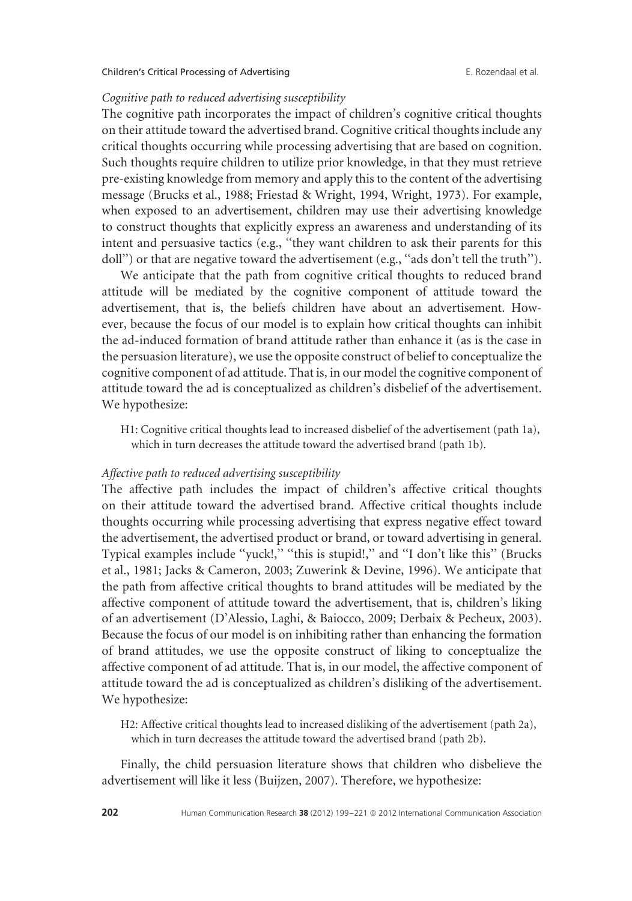*Cognitive path to reduced advertising susceptibility*

The cognitive path incorporates the impact of children's cognitive critical thoughts on their attitude toward the advertised brand. Cognitive critical thoughts include any critical thoughts occurring while processing advertising that are based on cognition. Such thoughts require children to utilize prior knowledge, in that they must retrieve pre-existing knowledge from memory and apply this to the content of the advertising message (Brucks et al., 1988; Friestad & Wright, 1994, Wright, 1973). For example, when exposed to an advertisement, children may use their advertising knowledge to construct thoughts that explicitly express an awareness and understanding of its intent and persuasive tactics (e.g., ''they want children to ask their parents for this doll'') or that are negative toward the advertisement (e.g., ''ads don't tell the truth'').

We anticipate that the path from cognitive critical thoughts to reduced brand attitude will be mediated by the cognitive component of attitude toward the advertisement, that is, the beliefs children have about an advertisement. However, because the focus of our model is to explain how critical thoughts can inhibit the ad-induced formation of brand attitude rather than enhance it (as is the case in the persuasion literature), we use the opposite construct of belief to conceptualize the cognitive component of ad attitude. That is, in our model the cognitive component of attitude toward the ad is conceptualized as children's disbelief of the advertisement. We hypothesize:

> H1: Cognitive critical thoughts lead to increased disbelief of the advertisement (path 1a), which in turn decreases the attitude toward the advertised brand (path 1b).

*Affective path to reduced advertising susceptibility*

The affective path includes the impact of children's affective critical thoughts on their attitude toward the advertised brand. Affective critical thoughts include thoughts occurring while processing advertising that express negative effect toward the advertisement, the advertised product or brand, or toward advertising in general. Typical examples include ''yuck!,'' ''this is stupid!,'' and ''I don't like this'' (Brucks et al., 1981; Jacks & Cameron, 2003; Zuwerink & Devine, 1996). We anticipate that the path from affective critical thoughts to brand attitudes will be mediated by the affective component of attitude toward the advertisement, that is, children's liking of an advertisement (D'Alessio, Laghi, & Baiocco, 2009; Derbaix & Pecheux, 2003). Because the focus of our model is on inhibiting rather than enhancing the formation of brand attitudes, we use the opposite construct of liking to conceptualize the affective component of ad attitude. That is, in our model, the affective component of attitude toward the ad is conceptualized as children's disliking of the advertisement. We hypothesize:

> H2: Affective critical thoughts lead to increased disliking of the advertisement (path 2a), which in turn decreases the attitude toward the advertised brand (path 2b).

Finally, the child persuasion literature shows that children who disbelieve the advertisement will like it less (Buijzen, 2007). Therefore, we hypothesize: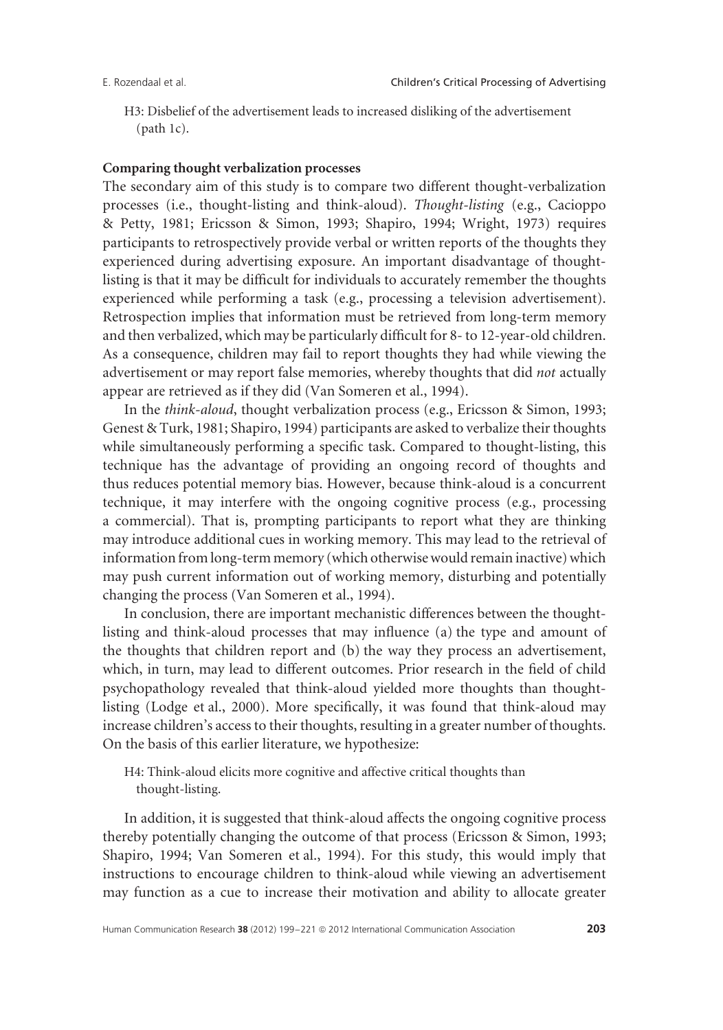H3: Disbelief of the advertisement leads to increased disliking of the advertisement (path 1c).

### Comparing thought verbalization processes

The secondary aim of this study is to compare two different thought-verbalization processes (i.e., thought-listing and think-aloud). *Thought-listing* (e.g., Cacioppo & Petty, 1981; Ericsson & Simon, 1993; Shapiro, 1994; Wright, 1973) requires participants to retrospectively provide verbal or written reports of the thoughts they experienced during advertising exposure. An important disadvantage of thought-listing is that it may be difficult for individuals to accurately remember the thoughts experienced while performing a task (e.g., processing a television advertisement). Retrospection implies that information must be retrieved from long-term memory and then verbalized, which may be particularly difficult for 8- to 12-year-old children. As a consequence, children may fail to report thoughts they had while viewing the advertisement or may report false memories, whereby thoughts that did *not* actually appear are retrieved as if they did (Van Someren et al., 1994).

In the *think-aloud*, thought verbalization process (e.g., Ericsson & Simon, 1993; Genest & Turk, 1981; Shapiro, 1994) participants are asked to verbalize their thoughts while simultaneously performing a specific task. Compared to thought-listing, this technique has the advantage of providing an ongoing record of thoughts and thus reduces potential memory bias. However, because think-aloud is a concurrent technique, it may interfere with the ongoing cognitive process (e.g., processing a commercial). That is, prompting participants to report what they are thinking may introduce additional cues in working memory. This may lead to the retrieval of information from long-term memory (which otherwise would remain inactive) which may push current information out of working memory, disturbing and potentially changing the process (Van Someren et al., 1994).

In conclusion, there are important mechanistic differences between the thought-listing and think-aloud processes that may influence (a) the type and amount of the thoughts that children report and (b) the way they process an advertisement, which, in turn, may lead to different outcomes. Prior research in the field of child psychopathology revealed that think-aloud yielded more thoughts than thought-listing (Lodge et al., 2000). More specifically, it was found that think-aloud may increase children's access to their thoughts, resulting in a greater number of thoughts. On the basis of this earlier literature, we hypothesize:

H4: Think-aloud elicits more cognitive and affective critical thoughts than thought-listing.

In addition, it is suggested that think-aloud affects the ongoing cognitive process thereby potentially changing the outcome of that process (Ericsson & Simon, 1993; Shapiro, 1994; Van Someren et al., 1994). For this study, this would imply that instructions to encourage children to think-aloud while viewing an advertisement may function as a cue to increase their motivation and ability to allocate greater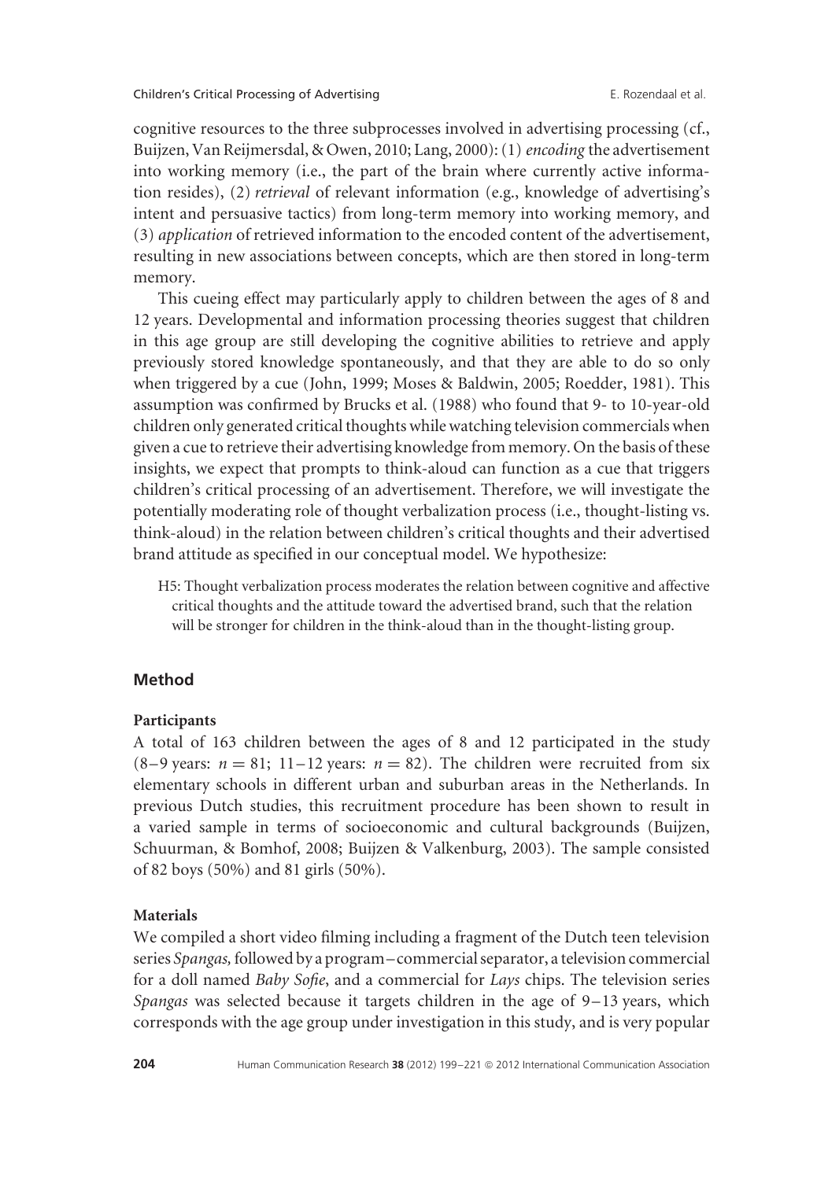cognitive resources to the three subprocesses involved in advertising processing (cf., Buijzen, Van Reijmersdal, & Owen, 2010; Lang, 2000): (1) *encoding* the advertisement into working memory (i.e., the part of the brain where currently active information resides), (2) *retrieval* of relevant information (e.g., knowledge of advertising's intent and persuasive tactics) from long-term memory into working memory, and (3) *application* of retrieved information to the encoded content of the advertisement, resulting in new associations between concepts, which are then stored in long-term memory.

This cueing effect may particularly apply to children between the ages of 8 and 12 years. Developmental and information processing theories suggest that children in this age group are still developing the cognitive abilities to retrieve and apply previously stored knowledge spontaneously, and that they are able to do so only when triggered by a cue (John, 1999; Moses & Baldwin, 2005; Roedder, 1981). This assumption was confirmed by Brucks et al. (1988) who found that 9- to 10-year-old children only generated critical thoughts while watching television commercials when given a cue to retrieve their advertising knowledge from memory. On the basis of these insights, we expect that prompts to think-aloud can function as a cue that triggers children's critical processing of an advertisement. Therefore, we will investigate the potentially moderating role of thought verbalization process (i.e., thought-listing vs. think-aloud) in the relation between children's critical thoughts and their advertised brand attitude as specified in our conceptual model. We hypothesize:

> H5: Thought verbalization process moderates the relation between cognitive and affective critical thoughts and the attitude toward the advertised brand, such that the relation will be stronger for children in the think-aloud than in the thought-listing group.

## Method

### Participants

A total of 163 children between the ages of 8 and 12 participated in the study (8–9 years: $n = 81$; 11–12 years: $n = 82$). The children were recruited from six elementary schools in different urban and suburban areas in the Netherlands. In previous Dutch studies, this recruitment procedure has been shown to result in a varied sample in terms of socioeconomic and cultural backgrounds (Buijzen, Schuurman, & Bomhof, 2008; Buijzen & Valkenburg, 2003). The sample consisted of 82 boys (50%) and 81 girls (50%).

### Materials

We compiled a short video filming including a fragment of the Dutch teen television series *Spangas,* followed by a program–commercial separator, a television commercial for a doll named *Baby Sofie*, and a commercial for *Lays* chips. The television series *Spangas* was selected because it targets children in the age of 9–13 years, which corresponds with the age group under investigation in this study, and is very popular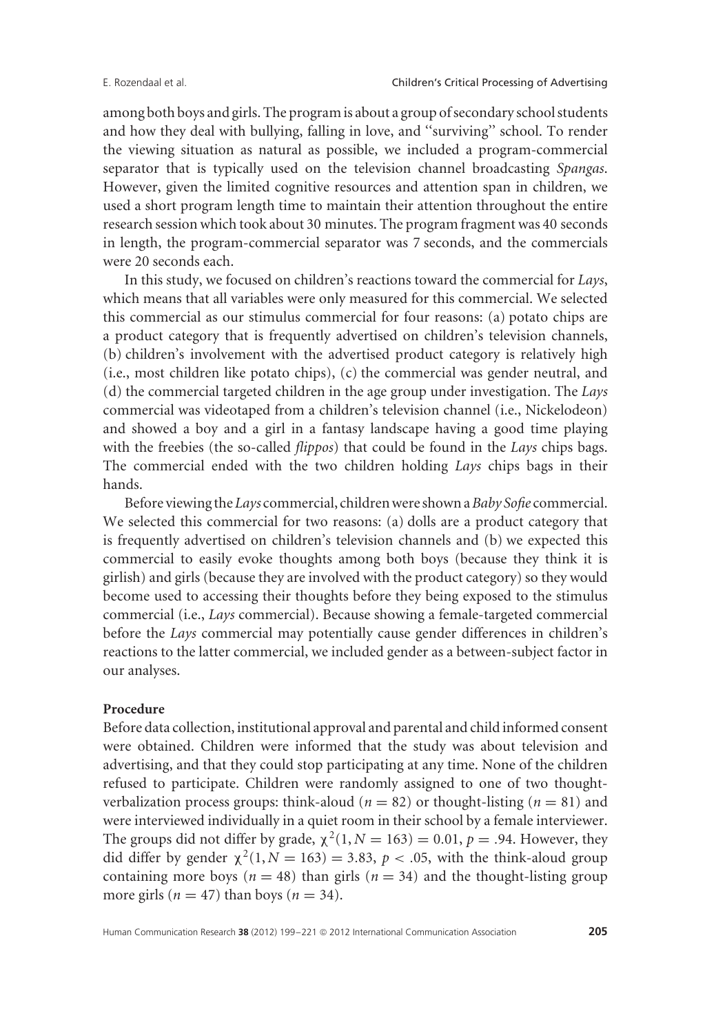among both boys and girls. The program is about a group of secondary school students and how they deal with bullying, falling in love, and ''surviving'' school. To render the viewing situation as natural as possible, we included a program-commercial separator that is typically used on the television channel broadcasting *Spangas*. However, given the limited cognitive resources and attention span in children, we used a short program length time to maintain their attention throughout the entire research session which took about 30 minutes. The program fragment was 40 seconds in length, the program-commercial separator was 7 seconds, and the commercials were 20 seconds each.

In this study, we focused on children's reactions toward the commercial for *Lays*, which means that all variables were only measured for this commercial. We selected this commercial as our stimulus commercial for four reasons: (a) potato chips are a product category that is frequently advertised on children's television channels, (b) children's involvement with the advertised product category is relatively high (i.e., most children like potato chips), (c) the commercial was gender neutral, and (d) the commercial targeted children in the age group under investigation. The *Lays* commercial was videotaped from a children's television channel (i.e., Nickelodeon) and showed a boy and a girl in a fantasy landscape having a good time playing with the freebies (the so-called *flippos*) that could be found in the *Lays* chips bags. The commercial ended with the two children holding *Lays* chips bags in their hands.

Before viewing the *Lays* commercial, children were shown a *Baby Sofie* commercial. We selected this commercial for two reasons: (a) dolls are a product category that is frequently advertised on children's television channels and (b) we expected this commercial to easily evoke thoughts among both boys (because they think it is girlish) and girls (because they are involved with the product category) so they would become used to accessing their thoughts before they being exposed to the stimulus commercial (i.e., *Lays* commercial). Because showing a female-targeted commercial before the *Lays* commercial may potentially cause gender differences in children's reactions to the latter commercial, we included gender as a between-subject factor in our analyses.

**Procedure**

Before data collection, institutional approval and parental and child informed consent were obtained. Children were informed that the study was about television and advertising, and that they could stop participating at any time. None of the children refused to participate. Children were randomly assigned to one of two thought-verbalization process groups: think-aloud ($n = 82$) or thought-listing ($n = 81$) and were interviewed individually in a quiet room in their school by a female interviewer. The groups did not differ by grade, $\chi^2(1, N = 163) = 0.01$, $p = .94$. However, they did differ by gender $\chi^2(1, N = 163) = 3.83$, $p < .05$, with the think-aloud group containing more boys ($n = 48$) than girls ($n = 34$) and the thought-listing group more girls ($n = 47$) than boys ($n = 34$).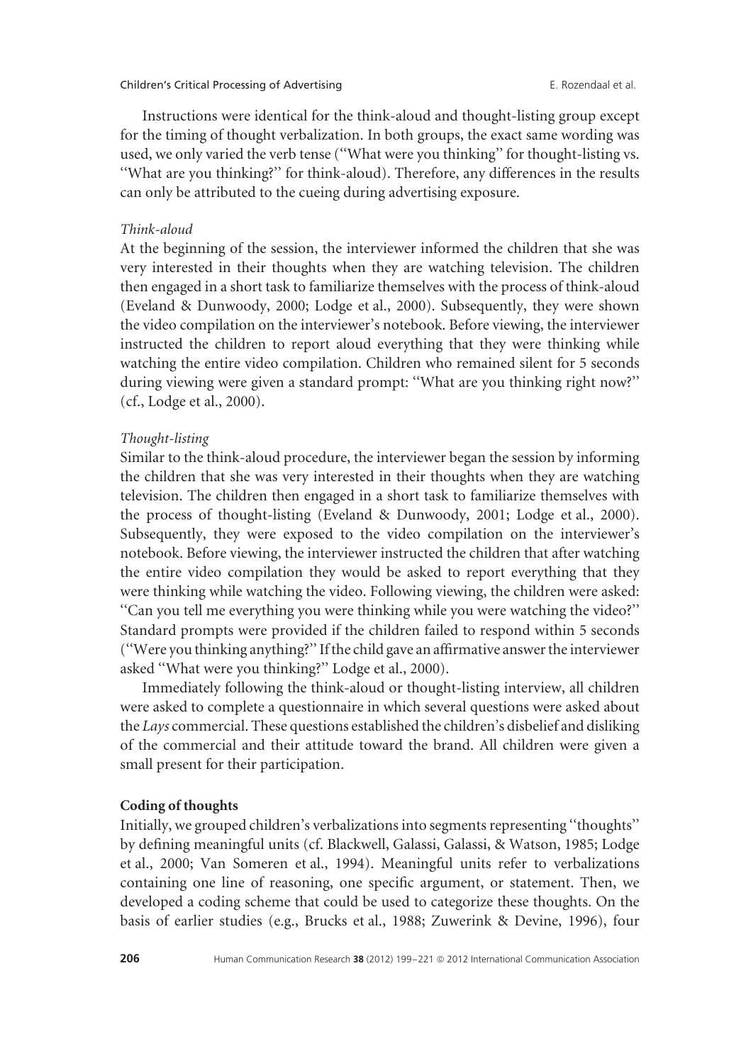Instructions were identical for the think-aloud and thought-listing group except for the timing of thought verbalization. In both groups, the exact same wording was used, we only varied the verb tense (''What were you thinking'' for thought-listing vs. ''What are you thinking?'' for think-aloud). Therefore, any differences in the results can only be attributed to the cueing during advertising exposure.

*Think-aloud*

At the beginning of the session, the interviewer informed the children that she was very interested in their thoughts when they are watching television. The children then engaged in a short task to familiarize themselves with the process of think-aloud (Eveland & Dunwoody, 2000; Lodge et al., 2000). Subsequently, they were shown the video compilation on the interviewer's notebook. Before viewing, the interviewer instructed the children to report aloud everything that they were thinking while watching the entire video compilation. Children who remained silent for 5 seconds during viewing were given a standard prompt: ''What are you thinking right now?'' (cf., Lodge et al., 2000).

*Thought-listing*

Similar to the think-aloud procedure, the interviewer began the session by informing the children that she was very interested in their thoughts when they are watching television. The children then engaged in a short task to familiarize themselves with the process of thought-listing (Eveland & Dunwoody, 2001; Lodge et al., 2000). Subsequently, they were exposed to the video compilation on the interviewer's notebook. Before viewing, the interviewer instructed the children that after watching the entire video compilation they would be asked to report everything that they were thinking while watching the video. Following viewing, the children were asked: ''Can you tell me everything you were thinking while you were watching the video?'' Standard prompts were provided if the children failed to respond within 5 seconds (''Were you thinking anything?'' If the child gave an affirmative answer the interviewer asked ''What were you thinking?'' Lodge et al., 2000).

Immediately following the think-aloud or thought-listing interview, all children were asked to complete a questionnaire in which several questions were asked about the *Lays* commercial. These questions established the children's disbelief and disliking of the commercial and their attitude toward the brand. All children were given a small present for their participation.

**Coding of thoughts**

Initially, we grouped children's verbalizations into segments representing ''thoughts'' by defining meaningful units (cf. Blackwell, Galassi, Galassi, & Watson, 1985; Lodge et al., 2000; Van Someren et al., 1994). Meaningful units refer to verbalizations containing one line of reasoning, one specific argument, or statement. Then, we developed a coding scheme that could be used to categorize these thoughts. On the basis of earlier studies (e.g., Brucks et al., 1988; Zuwerink & Devine, 1996), four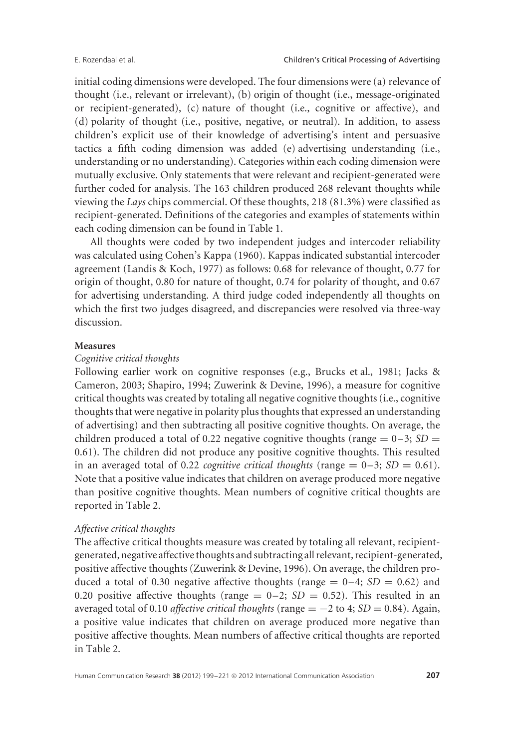initial coding dimensions were developed. The four dimensions were (a) relevance of thought (i.e., relevant or irrelevant), (b) origin of thought (i.e., message-originated or recipient-generated), (c) nature of thought (i.e., cognitive or affective), and (d) polarity of thought (i.e., positive, negative, or neutral). In addition, to assess children's explicit use of their knowledge of advertising's intent and persuasive tactics a fifth coding dimension was added (e) advertising understanding (i.e., understanding or no understanding). Categories within each coding dimension were mutually exclusive. Only statements that were relevant and recipient-generated were further coded for analysis. The 163 children produced 268 relevant thoughts while viewing the *Lays* chips commercial. Of these thoughts, 218 (81.3%) were classified as recipient-generated. Definitions of the categories and examples of statements within each coding dimension can be found in Table 1.

All thoughts were coded by two independent judges and intercoder reliability was calculated using Cohen's Kappa (1960). Kappas indicated substantial intercoder agreement (Landis & Koch, 1977) as follows: 0.68 for relevance of thought, 0.77 for origin of thought, 0.80 for nature of thought, 0.74 for polarity of thought, and 0.67 for advertising understanding. A third judge coded independently all thoughts on which the first two judges disagreed, and discrepancies were resolved via three-way discussion.

### Measures

#### *Cognitive critical thoughts*

Following earlier work on cognitive responses (e.g., Brucks et al., 1981; Jacks & Cameron, 2003; Shapiro, 1994; Zuwerink & Devine, 1996), a measure for cognitive critical thoughts was created by totaling all negative cognitive thoughts (i.e., cognitive thoughts that were negative in polarity plus thoughts that expressed an understanding of advertising) and then subtracting all positive cognitive thoughts. On average, the children produced a total of 0.22 negative cognitive thoughts (range $= 0–3$; $SD = 0.61$). The children did not produce any positive cognitive thoughts. This resulted in an averaged total of 0.22 *cognitive critical thoughts* (range $= 0–3$; $SD = 0.61$). Note that a positive value indicates that children on average produced more negative than positive cognitive thoughts. Mean numbers of cognitive critical thoughts are reported in Table 2.

#### *Affective critical thoughts*

The affective critical thoughts measure was created by totaling all relevant, recipient-generated, negative affective thoughts and subtracting all relevant, recipient-generated, positive affective thoughts (Zuwerink & Devine, 1996). On average, the children produced a total of 0.30 negative affective thoughts (range $= 0–4$; $SD = 0.62$) and 0.20 positive affective thoughts (range $= 0–2$; $SD = 0.52$). This resulted in an averaged total of 0.10 *affective critical thoughts* (range $= -2$ to 4; $SD = 0.84$). Again, a positive value indicates that children on average produced more negative than positive affective thoughts. Mean numbers of affective critical thoughts are reported in Table 2.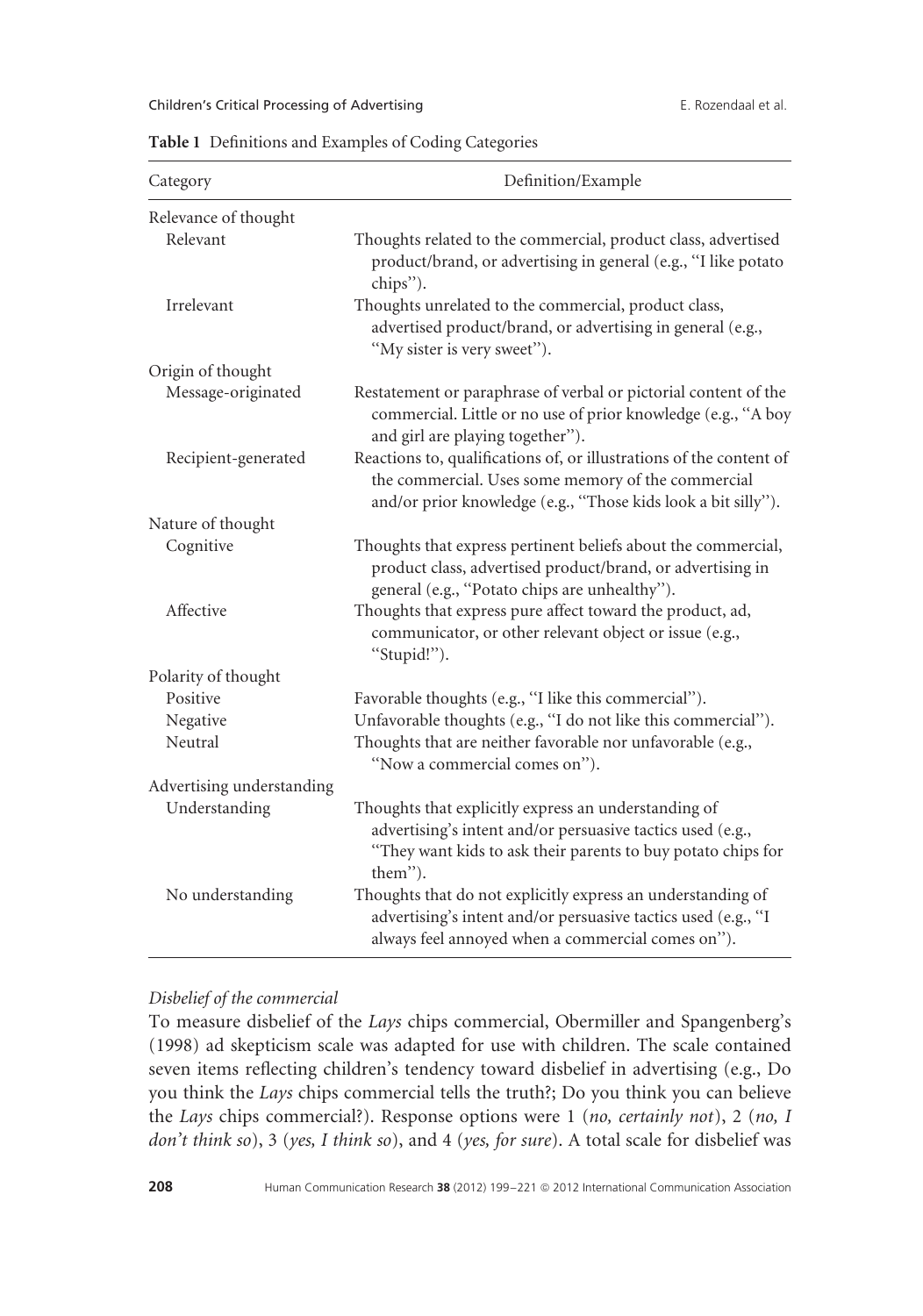**Table 1** Definitions and Examples of Coding Categories

| Category | Definition/Example |
|---|---|
| Relevance of thought | |
| Relevant | Thoughts related to the commercial, product class, advertised product/brand, or advertising in general (e.g., "I like potato chips"). |
| Irrelevant | Thoughts unrelated to the commercial, product class, advertised product/brand, or advertising in general (e.g., "My sister is very sweet"). |
| Origin of thought | |
| Message-originated | Restatement or paraphrase of verbal or pictorial content of the commercial. Little or no use of prior knowledge (e.g., "A boy and girl are playing together"). |
| Recipient-generated | Reactions to, qualifications of, or illustrations of the content of the commercial. Uses some memory of the commercial and/or prior knowledge (e.g., "Those kids look a bit silly"). |
| Nature of thought | |
| Cognitive | Thoughts that express pertinent beliefs about the commercial, product class, advertised product/brand, or advertising in general (e.g., "Potato chips are unhealthy"). |
| Affective | Thoughts that express pure affect toward the product, ad, communicator, or other relevant object or issue (e.g., "Stupid!"). |
| Polarity of thought | |
| Positive | Favorable thoughts (e.g., "I like this commercial"). |
| Negative | Unfavorable thoughts (e.g., "I do not like this commercial"). |
| Neutral | Thoughts that are neither favorable nor unfavorable (e.g., "Now a commercial comes on"). |
| Advertising understanding | |
| Understanding | Thoughts that explicitly express an understanding of advertising's intent and/or persuasive tactics used (e.g., "They want kids to ask their parents to buy potato chips for them"). |
| No understanding | Thoughts that do not explicitly express an understanding of advertising's intent and/or persuasive tactics used (e.g., "I always feel annoyed when a commercial comes on"). |

*Disbelief of the commercial*

To measure disbelief of the *Lays* chips commercial, Obermiller and Spangenberg's (1998) ad skepticism scale was adapted for use with children. The scale contained seven items reflecting children's tendency toward disbelief in advertising (e.g., Do you think the *Lays* chips commercial tells the truth?; Do you think you can believe the *Lays* chips commercial?). Response options were 1 (*no, certainly not*), 2 (*no, I don't think so*), 3 (*yes, I think so*), and 4 (*yes, for sure*). A total scale for disbelief was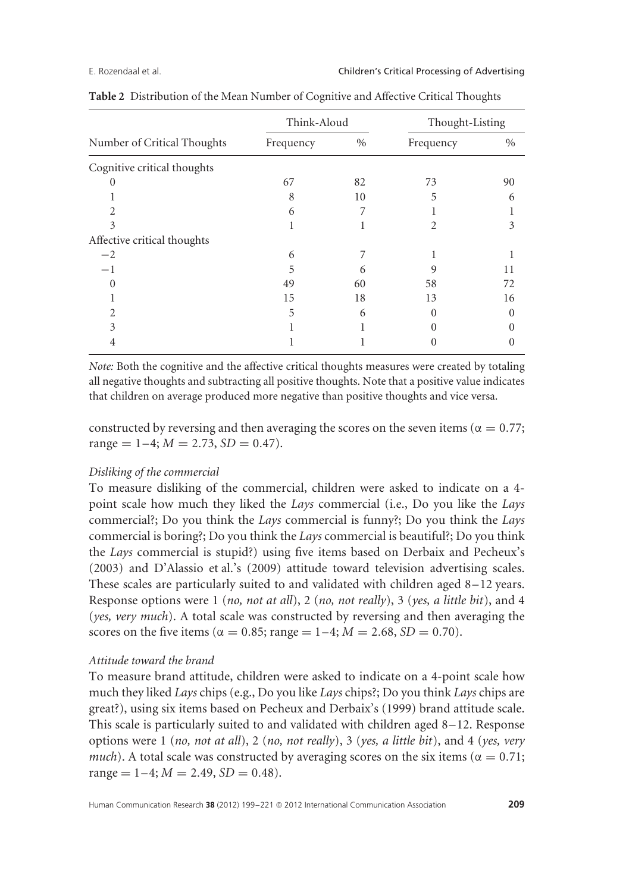**Table 2** Distribution of the Mean Number of Cognitive and Affective Critical Thoughts

| | Think-Aloud | | Thought-Listing | |
|---|---|---|---|---|
| Number of Critical Thoughts | Frequency | % | Frequency | % |
| Cognitive critical thoughts | | | | |
| 0 | 67 | 82 | 73 | 90 |
| 1 | 8 | 10 | 5 | 6 |
| 2 | 6 | 7 | 1 | 1 |
| 3 | 1 | 1 | 2 | 3 |
| Affective critical thoughts | | | | |
| −2 | 6 | 7 | 1 | 1 |
| −1 | 5 | 6 | 9 | 11 |
| 0 | 49 | 60 | 58 | 72 |
| 1 | 15 | 18 | 13 | 16 |
| 2 | 5 | 6 | 0 | 0 |
| 3 | 1 | 1 | 0 | 0 |
| 4 | 1 | 1 | 0 | 0 |

*Note:* Both the cognitive and the affective critical thoughts measures were created by totaling all negative thoughts and subtracting all positive thoughts. Note that a positive value indicates that children on average produced more negative than positive thoughts and vice versa.

constructed by reversing and then averaging the scores on the seven items ($\alpha = 0.77$; range $= 1-4$; $M = 2.73$, $SD = 0.47$).

*Disliking of the commercial*

To measure disliking of the commercial, children were asked to indicate on a 4-point scale how much they liked the *Lays* commercial (i.e., Do you like the *Lays* commercial?; Do you think the *Lays* commercial is funny?; Do you think the *Lays* commercial is boring?; Do you think the *Lays* commercial is beautiful?; Do you think the *Lays* commercial is stupid?) using five items based on Derbaix and Pecheux's (2003) and D'Alassio et al.'s (2009) attitude toward television advertising scales. These scales are particularly suited to and validated with children aged 8–12 years. Response options were 1 (*no, not at all*), 2 (*no, not really*), 3 (*yes, a little bit*), and 4 (*yes, very much*). A total scale was constructed by reversing and then averaging the scores on the five items ($\alpha = 0.85$; range $= 1-4$; $M = 2.68$, $SD = 0.70$).

*Attitude toward the brand*

To measure brand attitude, children were asked to indicate on a 4-point scale how much they liked *Lays* chips (e.g., Do you like *Lays* chips?; Do you think *Lays* chips are great?), using six items based on Pecheux and Derbaix's (1999) brand attitude scale. This scale is particularly suited to and validated with children aged 8–12. Response options were 1 (*no, not at all*), 2 (*no, not really*), 3 (*yes, a little bit*), and 4 (*yes, very much*). A total scale was constructed by averaging scores on the six items ($\alpha = 0.71$; range $= 1-4$; $M = 2.49$, $SD = 0.48$).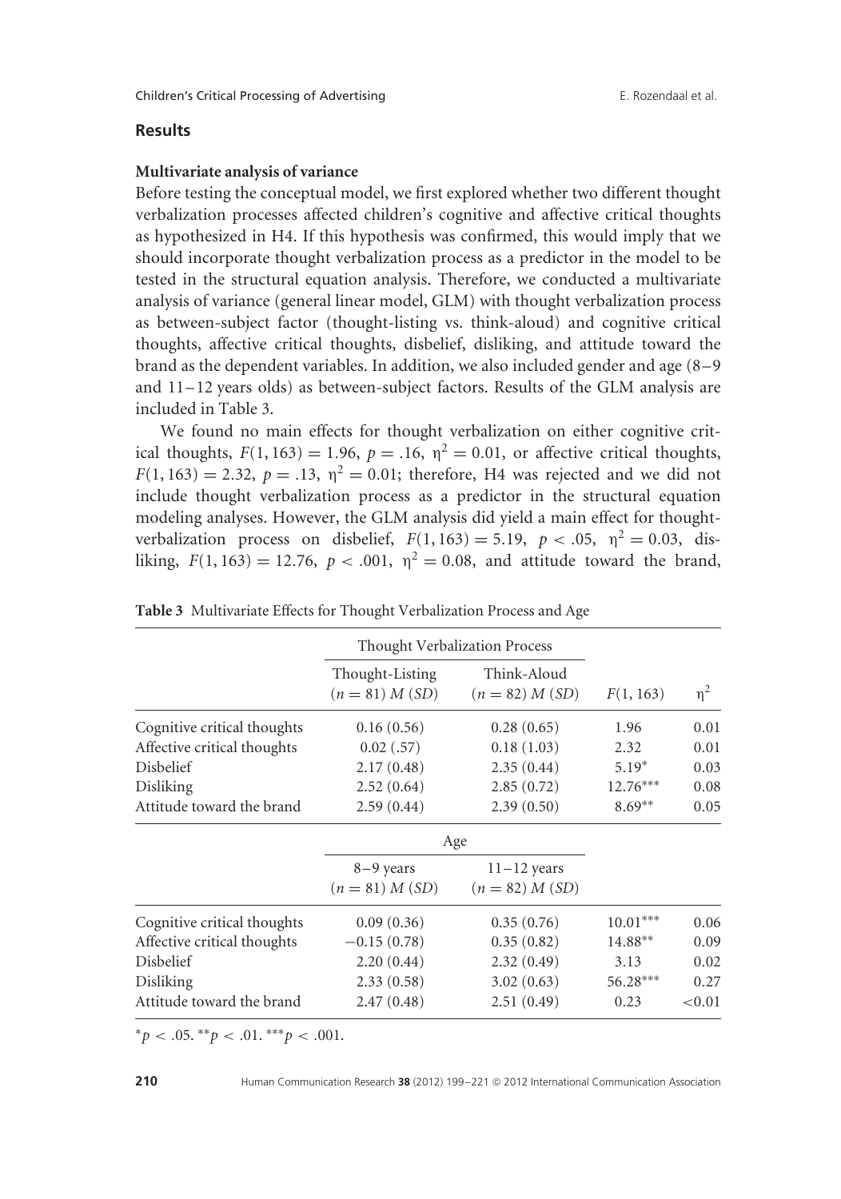## Results

### Multivariate analysis of variance

Before testing the conceptual model, we first explored whether two different thought verbalization processes affected children's cognitive and affective critical thoughts as hypothesized in H4. If this hypothesis was confirmed, this would imply that we should incorporate thought verbalization process as a predictor in the model to be tested in the structural equation analysis. Therefore, we conducted a multivariate analysis of variance (general linear model, GLM) with thought verbalization process as between-subject factor (thought-listing vs. think-aloud) and cognitive critical thoughts, affective critical thoughts, disbelief, disliking, and attitude toward the brand as the dependent variables. In addition, we also included gender and age (8–9 and 11–12 years olds) as between-subject factors. Results of the GLM analysis are included in Table 3.

We found no main effects for thought verbalization on either cognitive critical thoughts, $F(1, 163) = 1.96$, $p = .16$, $\eta^2 = 0.01$, or affective critical thoughts, $F(1, 163) = 2.32$, $p = .13$, $\eta^2 = 0.01$; therefore, H4 was rejected and we did not include thought verbalization process as a predictor in the structural equation modeling analyses. However, the GLM analysis did yield a main effect for thought-verbalization process on disbelief, $F(1, 163) = 5.19$, $p < .05$, $\eta^2 = 0.03$, disliking, $F(1, 163) = 12.76$, $p < .001$, $\eta^2 = 0.08$, and attitude toward the brand,

**Table 3** Multivariate Effects for Thought Verbalization Process and Age

| | Thought Verbalization Process | | | |
|---|---|---|---|---|
| | Thought-Listing ($n = 81$) $M$ ($SD$) | Think-Aloud ($n = 82$) $M$ ($SD$) | $F(1, 163)$ | $\eta^2$ |
| Cognitive critical thoughts | 0.16 (0.56) | 0.28 (0.65) | 1.96 | 0.01 |
| Affective critical thoughts | 0.02 (.57) | 0.18 (1.03) | 2.32 | 0.01 |
| Disbelief | 2.17 (0.48) | 2.35 (0.44) | 5.19* | 0.03 |
| Disliking | 2.52 (0.64) | 2.85 (0.72) | 12.76*** | 0.08 |
| Attitude toward the brand | 2.59 (0.44) | 2.39 (0.50) | 8.69** | 0.05 |
| | Age | | | |
| | 8–9 years ($n = 81$) $M$ ($SD$) | 11–12 years ($n = 82$) $M$ ($SD$) | | |
| Cognitive critical thoughts | 0.09 (0.36) | 0.35 (0.76) | 10.01*** | 0.06 |
| Affective critical thoughts | −0.15 (0.78) | 0.35 (0.82) | 14.88** | 0.09 |
| Disbelief | 2.20 (0.44) | 2.32 (0.49) | 3.13 | 0.02 |
| Disliking | 2.33 (0.58) | 3.02 (0.63) | 56.28*** | 0.27 |
| Attitude toward the brand | 2.47 (0.48) | 2.51 (0.49) | 0.23 | <0.01 |

*$p < .05$. **$p < .01$. ***$p < .001$.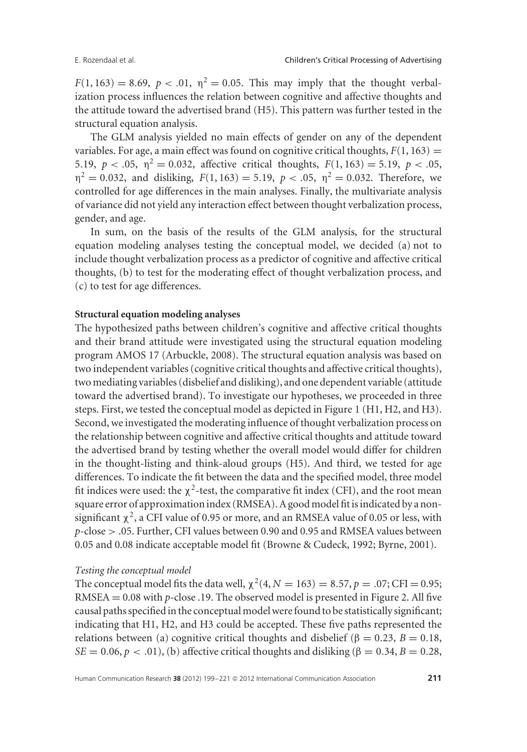$F(1, 163) = 8.69$, $p < .01$, $\eta^2 = 0.05$. This may imply that the thought verbalization process influences the relation between cognitive and affective thoughts and the attitude toward the advertised brand (H5). This pattern was further tested in the structural equation analysis.

The GLM analysis yielded no main effects of gender on any of the dependent variables. For age, a main effect was found on cognitive critical thoughts, $F(1, 163) = 5.19$, $p < .05$, $\eta^2 = 0.032$, affective critical thoughts, $F(1, 163) = 5.19$, $p < .05$, $\eta^2 = 0.032$, and disliking, $F(1, 163) = 5.19$, $p < .05$, $\eta^2 = 0.032$. Therefore, we controlled for age differences in the main analyses. Finally, the multivariate analysis of variance did not yield any interaction effect between thought verbalization process, gender, and age.

In sum, on the basis of the results of the GLM analysis, for the structural equation modeling analyses testing the conceptual model, we decided (a) not to include thought verbalization process as a predictor of cognitive and affective critical thoughts, (b) to test for the moderating effect of thought verbalization process, and (c) to test for age differences.

**Structural equation modeling analyses**

The hypothesized paths between children's cognitive and affective critical thoughts and their brand attitude were investigated using the structural equation modeling program AMOS 17 (Arbuckle, 2008). The structural equation analysis was based on two independent variables (cognitive critical thoughts and affective critical thoughts), two mediating variables (disbelief and disliking), and one dependent variable (attitude toward the advertised brand). To investigate our hypotheses, we proceeded in three steps. First, we tested the conceptual model as depicted in Figure 1 (H1, H2, and H3). Second, we investigated the moderating influence of thought verbalization process on the relationship between cognitive and affective critical thoughts and attitude toward the advertised brand by testing whether the overall model would differ for children in the thought-listing and think-aloud groups (H5). And third, we tested for age differences. To indicate the fit between the data and the specified model, three model fit indices were used: the $\chi^2$-test, the comparative fit index (CFI), and the root mean square error of approximation index (RMSEA). A good model fit is indicated by a non-significant $\chi^2$, a CFI value of 0.95 or more, and an RMSEA value of 0.05 or less, with $p$-close $> .05$. Further, CFI values between 0.90 and 0.95 and RMSEA values between 0.05 and 0.08 indicate acceptable model fit (Browne & Cudeck, 1992; Byrne, 2001).

*Testing the conceptual model*

The conceptual model fits the data well, $\chi^2(4, N = 163) = 8.57$, $p = .07$; CFI $= 0.95$; RMSEA $= 0.08$ with $p$-close .19. The observed model is presented in Figure 2. All five causal paths specified in the conceptual model were found to be statistically significant; indicating that H1, H2, and H3 could be accepted. These five paths represented the relations between (a) cognitive critical thoughts and disbelief ($\beta = 0.23$, $B = 0.18$, $SE = 0.06$, $p < .01$), (b) affective critical thoughts and disliking ($\beta = 0.34$, $B = 0.28$,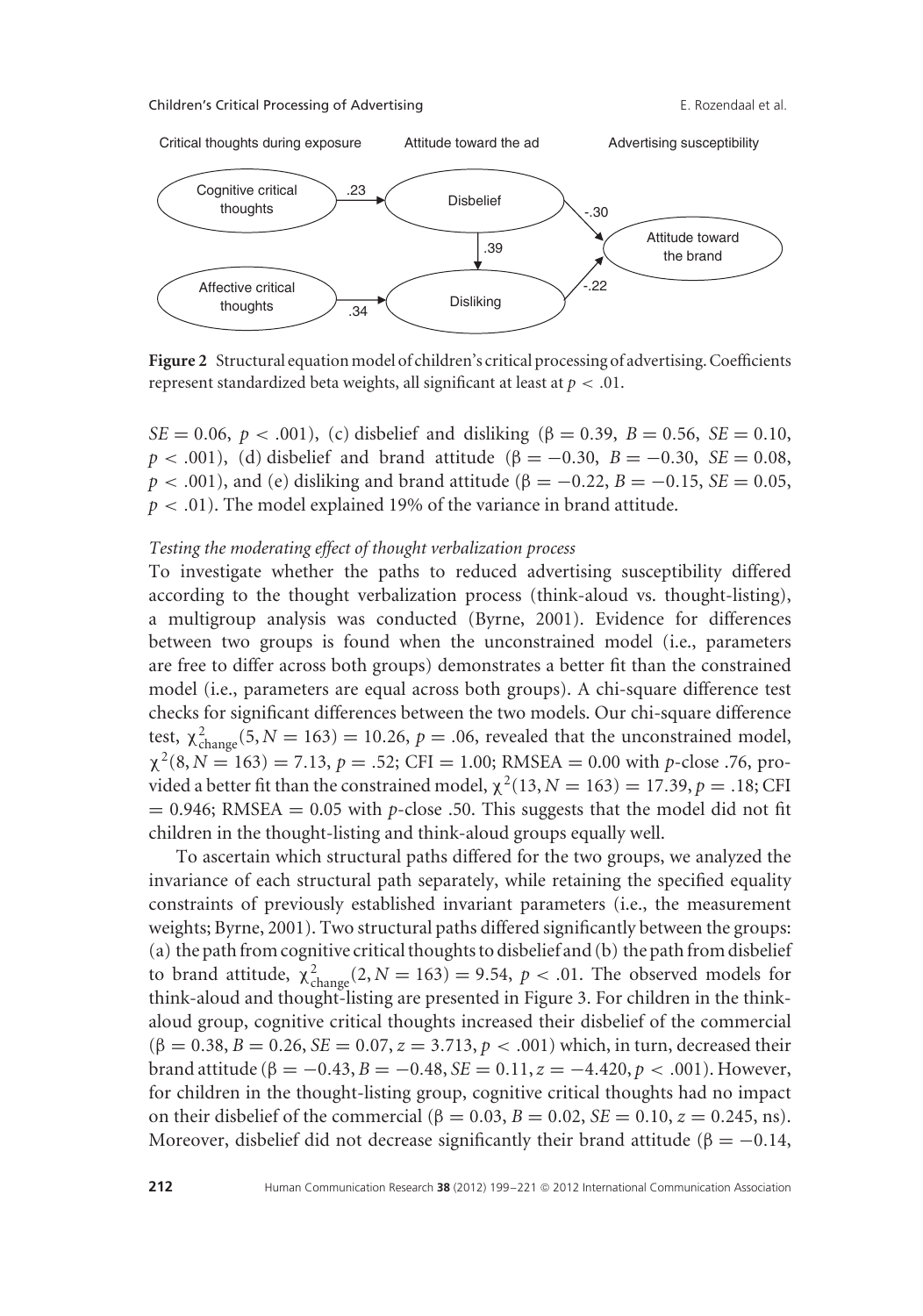Critical thoughts during exposure | Attitude toward the ad | Advertising susceptibility

Cognitive critical thoughts → (.23) → Disbelief → (-.30) → Attitude toward the brand

Disbelief → (.39) → Disliking

Affective critical thoughts → (.34) → Disliking → (-.22) → Attitude toward the brand

**Figure 2** Structural equation model of children's critical processing of advertising. Coefficients represent standardized beta weights, all significant at least at $p < .01$.

$SE = 0.06$, $p < .001$), (c) disbelief and disliking ($\beta = 0.39$, $B = 0.56$, $SE = 0.10$, $p < .001$), (d) disbelief and brand attitude ($\beta = -0.30$, $B = -0.30$, $SE = 0.08$, $p < .001$), and (e) disliking and brand attitude ($\beta = -0.22$, $B = -0.15$, $SE = 0.05$, $p < .01$). The model explained 19% of the variance in brand attitude.

*Testing the moderating effect of thought verbalization process*

To investigate whether the paths to reduced advertising susceptibility differed according to the thought verbalization process (think-aloud vs. thought-listing), a multigroup analysis was conducted (Byrne, 2001). Evidence for differences between two groups is found when the unconstrained model (i.e., parameters are free to differ across both groups) demonstrates a better fit than the constrained model (i.e., parameters are equal across both groups). A chi-square difference test checks for significant differences between the two models. Our chi-square difference test, $\chi^2_{\text{change}}(5, N = 163) = 10.26$, $p = .06$, revealed that the unconstrained model, $\chi^2(8, N = 163) = 7.13$, $p = .52$; CFI $= 1.00$; RMSEA $= 0.00$ with *p*-close .76, provided a better fit than the constrained model, $\chi^2(13, N = 163) = 17.39$, $p = .18$; CFI $= 0.946$; RMSEA $= 0.05$ with *p*-close .50. This suggests that the model did not fit children in the thought-listing and think-aloud groups equally well.

To ascertain which structural paths differed for the two groups, we analyzed the invariance of each structural path separately, while retaining the specified equality constraints of previously established invariant parameters (i.e., the measurement weights; Byrne, 2001). Two structural paths differed significantly between the groups: (a) the path from cognitive critical thoughts to disbelief and (b) the path from disbelief to brand attitude, $\chi^2_{\text{change}}(2, N = 163) = 9.54$, $p < .01$. The observed models for think-aloud and thought-listing are presented in Figure 3. For children in the think-aloud group, cognitive critical thoughts increased their disbelief of the commercial ($\beta = 0.38$, $B = 0.26$, $SE = 0.07$, $z = 3.713$, $p < .001$) which, in turn, decreased their brand attitude ($\beta = -0.43$, $B = -0.48$, $SE = 0.11$, $z = -4.420$, $p < .001$). However, for children in the thought-listing group, cognitive critical thoughts had no impact on their disbelief of the commercial ($\beta = 0.03$, $B = 0.02$, $SE = 0.10$, $z = 0.245$, ns). Moreover, disbelief did not decrease significantly their brand attitude ($\beta = -0.14$,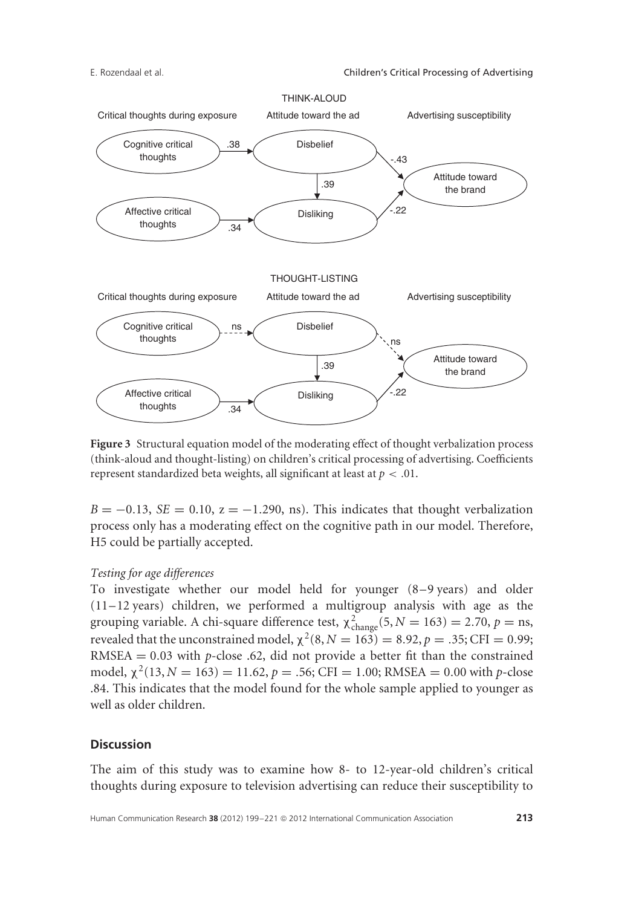THINK-ALOUD

Critical thoughts during exposure — Attitude toward the ad — Advertising susceptibility

Cognitive critical thoughts → (.38) → Disbelief → (-.43) → Attitude toward the brand

Disbelief → (.39) → Disliking

Affective critical thoughts → (.34) → Disliking → (-.22) → Attitude toward the brand

THOUGHT-LISTING

Critical thoughts during exposure — Attitude toward the ad — Advertising susceptibility

Cognitive critical thoughts → (ns) → Disbelief → (ns) → Attitude toward the brand

Disbelief → (.39) → Disliking

Affective critical thoughts → (.34) → Disliking → (-.22) → Attitude toward the brand

**Figure 3** Structural equation model of the moderating effect of thought verbalization process (think-aloud and thought-listing) on children's critical processing of advertising. Coefficients represent standardized beta weights, all significant at least at $p < .01$.

$B = -0.13$, $SE = 0.10$, $z = -1.290$, ns). This indicates that thought verbalization process only has a moderating effect on the cognitive path in our model. Therefore, H5 could be partially accepted.

*Testing for age differences*

To investigate whether our model held for younger (8–9 years) and older (11–12 years) children, we performed a multigroup analysis with age as the grouping variable. A chi-square difference test, $\chi^2_{\text{change}}(5, N = 163) = 2.70$, $p =$ ns, revealed that the unconstrained model, $\chi^2(8, N = 163) = 8.92$, $p = .35$; CFI = 0.99; RMSEA = 0.03 with *p*-close .62, did not provide a better fit than the constrained model, $\chi^2(13, N = 163) = 11.62$, $p = .56$; CFI = 1.00; RMSEA = 0.00 with *p*-close .84. This indicates that the model found for the whole sample applied to younger as well as older children.

## Discussion

The aim of this study was to examine how 8- to 12-year-old children's critical thoughts during exposure to television advertising can reduce their susceptibility to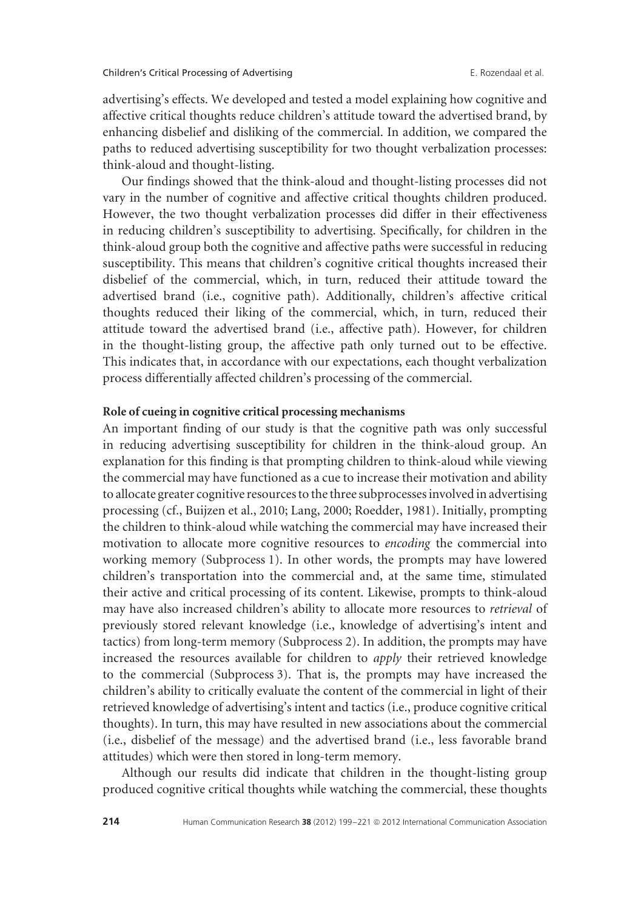advertising's effects. We developed and tested a model explaining how cognitive and affective critical thoughts reduce children's attitude toward the advertised brand, by enhancing disbelief and disliking of the commercial. In addition, we compared the paths to reduced advertising susceptibility for two thought verbalization processes: think-aloud and thought-listing.

Our findings showed that the think-aloud and thought-listing processes did not vary in the number of cognitive and affective critical thoughts children produced. However, the two thought verbalization processes did differ in their effectiveness in reducing children's susceptibility to advertising. Specifically, for children in the think-aloud group both the cognitive and affective paths were successful in reducing susceptibility. This means that children's cognitive critical thoughts increased their disbelief of the commercial, which, in turn, reduced their attitude toward the advertised brand (i.e., cognitive path). Additionally, children's affective critical thoughts reduced their liking of the commercial, which, in turn, reduced their attitude toward the advertised brand (i.e., affective path). However, for children in the thought-listing group, the affective path only turned out to be effective. This indicates that, in accordance with our expectations, each thought verbalization process differentially affected children's processing of the commercial.

**Role of cueing in cognitive critical processing mechanisms**

An important finding of our study is that the cognitive path was only successful in reducing advertising susceptibility for children in the think-aloud group. An explanation for this finding is that prompting children to think-aloud while viewing the commercial may have functioned as a cue to increase their motivation and ability to allocate greater cognitive resources to the three subprocesses involved in advertising processing (cf., Buijzen et al., 2010; Lang, 2000; Roedder, 1981). Initially, prompting the children to think-aloud while watching the commercial may have increased their motivation to allocate more cognitive resources to *encoding* the commercial into working memory (Subprocess 1). In other words, the prompts may have lowered children's transportation into the commercial and, at the same time, stimulated their active and critical processing of its content. Likewise, prompts to think-aloud may have also increased children's ability to allocate more resources to *retrieval* of previously stored relevant knowledge (i.e., knowledge of advertising's intent and tactics) from long-term memory (Subprocess 2). In addition, the prompts may have increased the resources available for children to *apply* their retrieved knowledge to the commercial (Subprocess 3). That is, the prompts may have increased the children's ability to critically evaluate the content of the commercial in light of their retrieved knowledge of advertising's intent and tactics (i.e., produce cognitive critical thoughts). In turn, this may have resulted in new associations about the commercial (i.e., disbelief of the message) and the advertised brand (i.e., less favorable brand attitudes) which were then stored in long-term memory.

Although our results did indicate that children in the thought-listing group produced cognitive critical thoughts while watching the commercial, these thoughts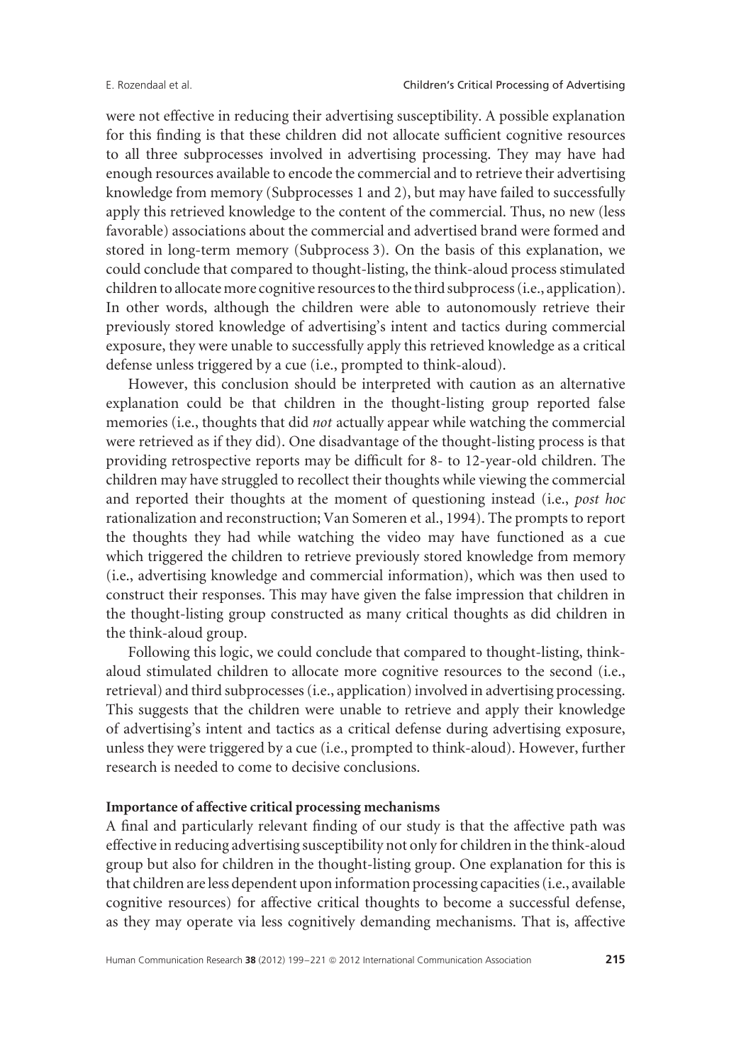were not effective in reducing their advertising susceptibility. A possible explanation for this finding is that these children did not allocate sufficient cognitive resources to all three subprocesses involved in advertising processing. They may have had enough resources available to encode the commercial and to retrieve their advertising knowledge from memory (Subprocesses 1 and 2), but may have failed to successfully apply this retrieved knowledge to the content of the commercial. Thus, no new (less favorable) associations about the commercial and advertised brand were formed and stored in long-term memory (Subprocess 3). On the basis of this explanation, we could conclude that compared to thought-listing, the think-aloud process stimulated children to allocate more cognitive resources to the third subprocess (i.e., application). In other words, although the children were able to autonomously retrieve their previously stored knowledge of advertising's intent and tactics during commercial exposure, they were unable to successfully apply this retrieved knowledge as a critical defense unless triggered by a cue (i.e., prompted to think-aloud).

However, this conclusion should be interpreted with caution as an alternative explanation could be that children in the thought-listing group reported false memories (i.e., thoughts that did *not* actually appear while watching the commercial were retrieved as if they did). One disadvantage of the thought-listing process is that providing retrospective reports may be difficult for 8- to 12-year-old children. The children may have struggled to recollect their thoughts while viewing the commercial and reported their thoughts at the moment of questioning instead (i.e., *post hoc* rationalization and reconstruction; Van Someren et al., 1994). The prompts to report the thoughts they had while watching the video may have functioned as a cue which triggered the children to retrieve previously stored knowledge from memory (i.e., advertising knowledge and commercial information), which was then used to construct their responses. This may have given the false impression that children in the thought-listing group constructed as many critical thoughts as did children in the think-aloud group.

Following this logic, we could conclude that compared to thought-listing, think-aloud stimulated children to allocate more cognitive resources to the second (i.e., retrieval) and third subprocesses (i.e., application) involved in advertising processing. This suggests that the children were unable to retrieve and apply their knowledge of advertising's intent and tactics as a critical defense during advertising exposure, unless they were triggered by a cue (i.e., prompted to think-aloud). However, further research is needed to come to decisive conclusions.

**Importance of affective critical processing mechanisms**

A final and particularly relevant finding of our study is that the affective path was effective in reducing advertising susceptibility not only for children in the think-aloud group but also for children in the thought-listing group. One explanation for this is that children are less dependent upon information processing capacities (i.e., available cognitive resources) for affective critical thoughts to become a successful defense, as they may operate via less cognitively demanding mechanisms. That is, affective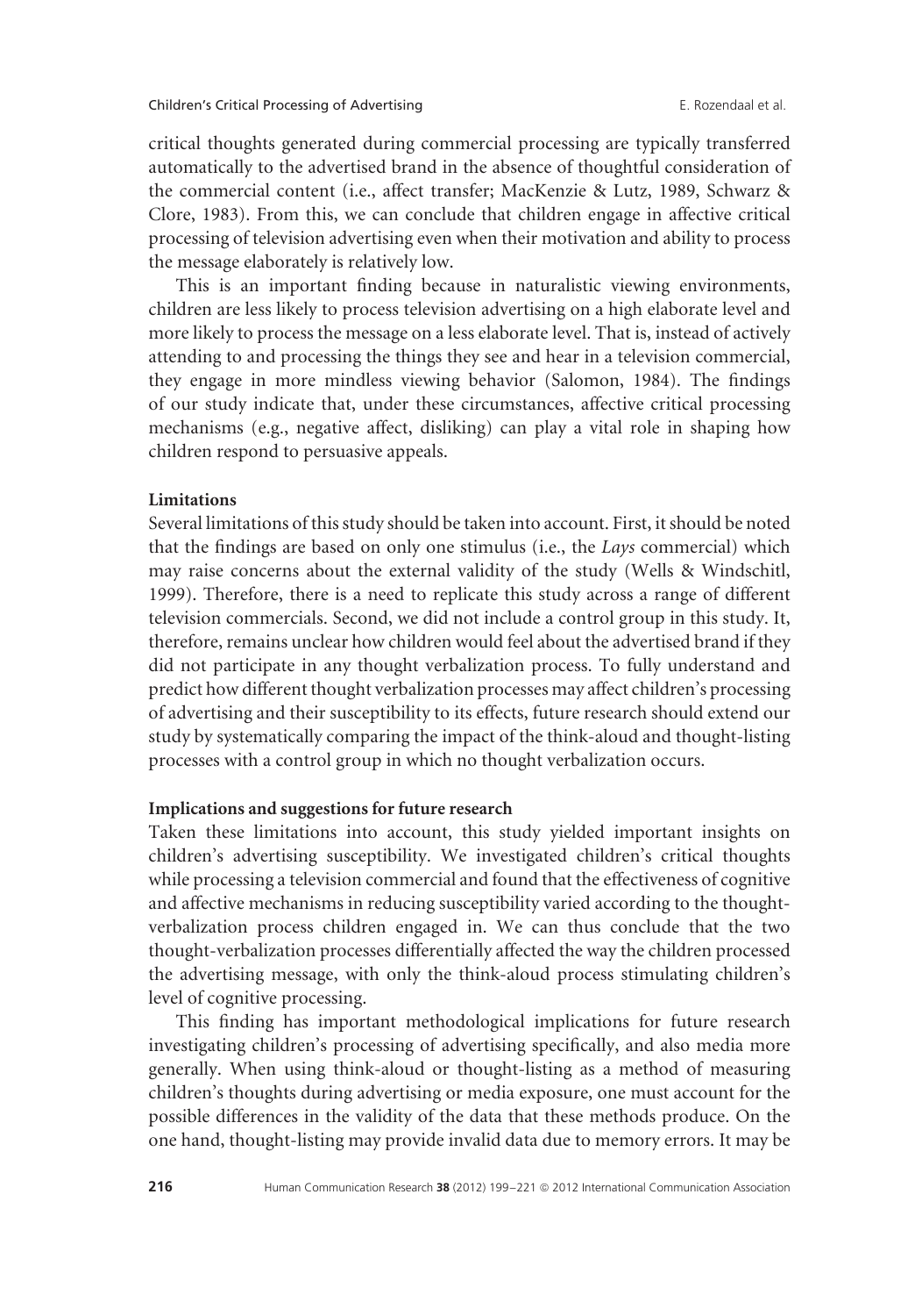critical thoughts generated during commercial processing are typically transferred automatically to the advertised brand in the absence of thoughtful consideration of the commercial content (i.e., affect transfer; MacKenzie & Lutz, 1989, Schwarz & Clore, 1983). From this, we can conclude that children engage in affective critical processing of television advertising even when their motivation and ability to process the message elaborately is relatively low.

This is an important finding because in naturalistic viewing environments, children are less likely to process television advertising on a high elaborate level and more likely to process the message on a less elaborate level. That is, instead of actively attending to and processing the things they see and hear in a television commercial, they engage in more mindless viewing behavior (Salomon, 1984). The findings of our study indicate that, under these circumstances, affective critical processing mechanisms (e.g., negative affect, disliking) can play a vital role in shaping how children respond to persuasive appeals.

### Limitations

Several limitations of this study should be taken into account. First, it should be noted that the findings are based on only one stimulus (i.e., the *Lays* commercial) which may raise concerns about the external validity of the study (Wells & Windschitl, 1999). Therefore, there is a need to replicate this study across a range of different television commercials. Second, we did not include a control group in this study. It, therefore, remains unclear how children would feel about the advertised brand if they did not participate in any thought verbalization process. To fully understand and predict how different thought verbalization processes may affect children's processing of advertising and their susceptibility to its effects, future research should extend our study by systematically comparing the impact of the think-aloud and thought-listing processes with a control group in which no thought verbalization occurs.

### Implications and suggestions for future research

Taken these limitations into account, this study yielded important insights on children's advertising susceptibility. We investigated children's critical thoughts while processing a television commercial and found that the effectiveness of cognitive and affective mechanisms in reducing susceptibility varied according to the thought-verbalization process children engaged in. We can thus conclude that the two thought-verbalization processes differentially affected the way the children processed the advertising message, with only the think-aloud process stimulating children's level of cognitive processing.

This finding has important methodological implications for future research investigating children's processing of advertising specifically, and also media more generally. When using think-aloud or thought-listing as a method of measuring children's thoughts during advertising or media exposure, one must account for the possible differences in the validity of the data that these methods produce. On the one hand, thought-listing may provide invalid data due to memory errors. It may be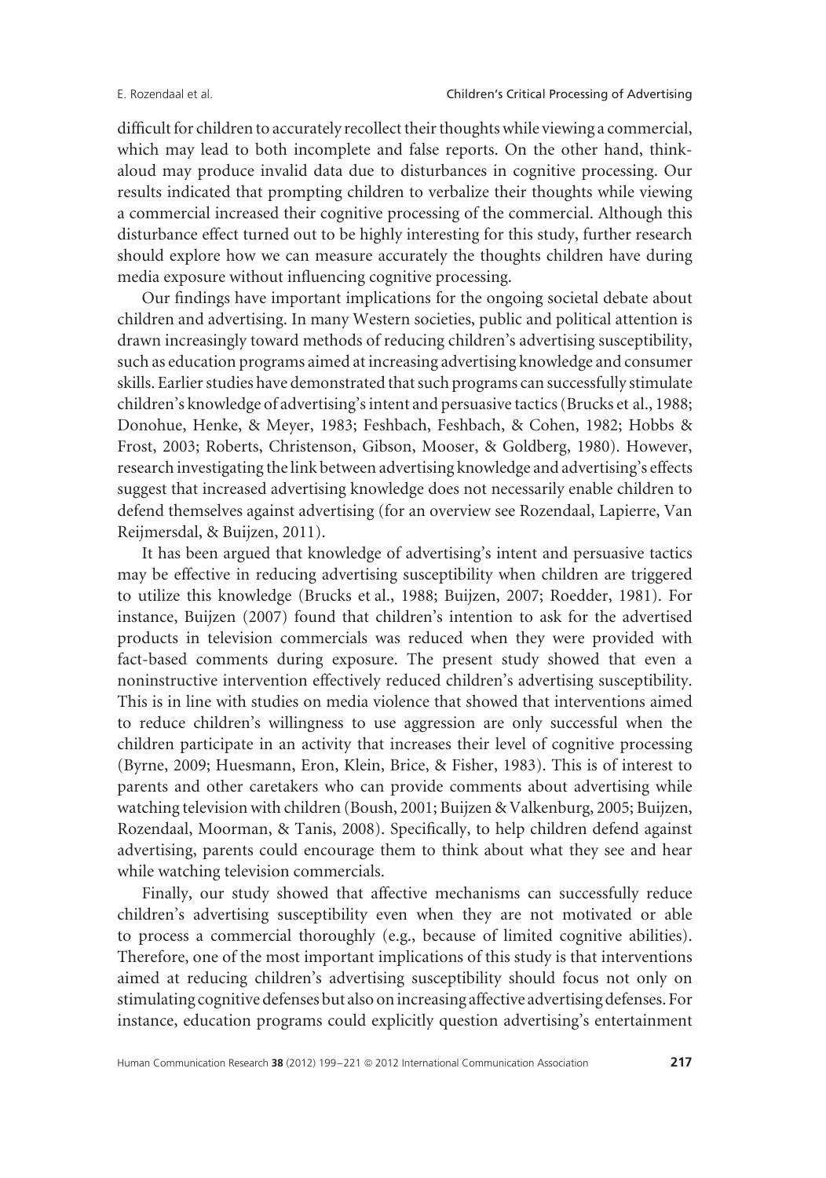difficult for children to accurately recollect their thoughts while viewing a commercial, which may lead to both incomplete and false reports. On the other hand, think-aloud may produce invalid data due to disturbances in cognitive processing. Our results indicated that prompting children to verbalize their thoughts while viewing a commercial increased their cognitive processing of the commercial. Although this disturbance effect turned out to be highly interesting for this study, further research should explore how we can measure accurately the thoughts children have during media exposure without influencing cognitive processing.

Our findings have important implications for the ongoing societal debate about children and advertising. In many Western societies, public and political attention is drawn increasingly toward methods of reducing children's advertising susceptibility, such as education programs aimed at increasing advertising knowledge and consumer skills. Earlier studies have demonstrated that such programs can successfully stimulate children's knowledge of advertising's intent and persuasive tactics (Brucks et al., 1988; Donohue, Henke, & Meyer, 1983; Feshbach, Feshbach, & Cohen, 1982; Hobbs & Frost, 2003; Roberts, Christenson, Gibson, Mooser, & Goldberg, 1980). However, research investigating the link between advertising knowledge and advertising's effects suggest that increased advertising knowledge does not necessarily enable children to defend themselves against advertising (for an overview see Rozendaal, Lapierre, Van Reijmersdal, & Buijzen, 2011).

It has been argued that knowledge of advertising's intent and persuasive tactics may be effective in reducing advertising susceptibility when children are triggered to utilize this knowledge (Brucks et al., 1988; Buijzen, 2007; Roedder, 1981). For instance, Buijzen (2007) found that children's intention to ask for the advertised products in television commercials was reduced when they were provided with fact-based comments during exposure. The present study showed that even a noninstructive intervention effectively reduced children's advertising susceptibility. This is in line with studies on media violence that showed that interventions aimed to reduce children's willingness to use aggression are only successful when the children participate in an activity that increases their level of cognitive processing (Byrne, 2009; Huesmann, Eron, Klein, Brice, & Fisher, 1983). This is of interest to parents and other caretakers who can provide comments about advertising while watching television with children (Boush, 2001; Buijzen & Valkenburg, 2005; Buijzen, Rozendaal, Moorman, & Tanis, 2008). Specifically, to help children defend against advertising, parents could encourage them to think about what they see and hear while watching television commercials.

Finally, our study showed that affective mechanisms can successfully reduce children's advertising susceptibility even when they are not motivated or able to process a commercial thoroughly (e.g., because of limited cognitive abilities). Therefore, one of the most important implications of this study is that interventions aimed at reducing children's advertising susceptibility should focus not only on stimulating cognitive defenses but also on increasing affective advertising defenses. For instance, education programs could explicitly question advertising's entertainment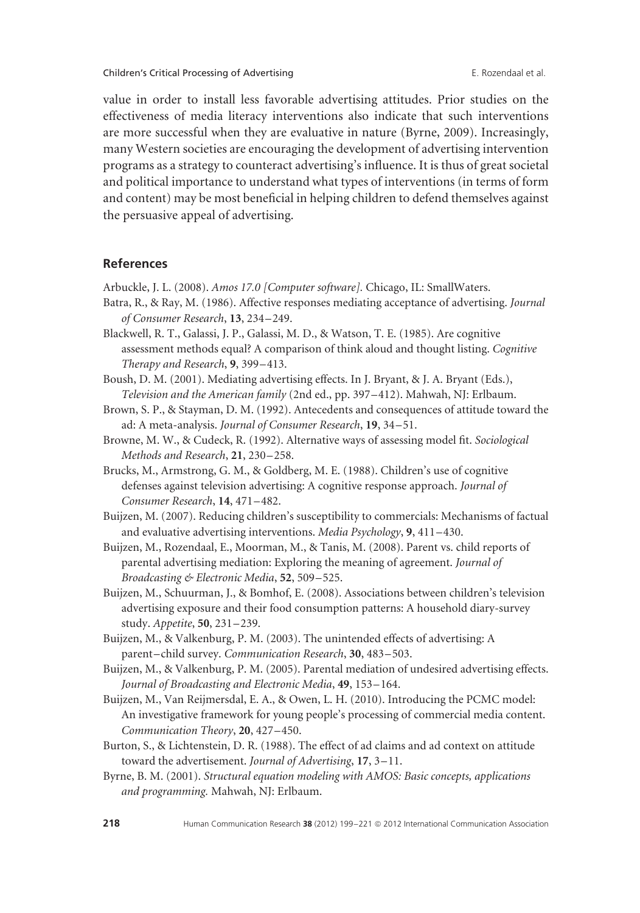value in order to install less favorable advertising attitudes. Prior studies on the effectiveness of media literacy interventions also indicate that such interventions are more successful when they are evaluative in nature (Byrne, 2009). Increasingly, many Western societies are encouraging the development of advertising intervention programs as a strategy to counteract advertising's influence. It is thus of great societal and political importance to understand what types of interventions (in terms of form and content) may be most beneficial in helping children to defend themselves against the persuasive appeal of advertising.

## References

Arbuckle, J. L. (2008). *Amos 17.0 [Computer software].* Chicago, IL: SmallWaters.

Batra, R., & Ray, M. (1986). Affective responses mediating acceptance of advertising. *Journal of Consumer Research*, **13**, 234–249.

Blackwell, R. T., Galassi, J. P., Galassi, M. D., & Watson, T. E. (1985). Are cognitive assessment methods equal? A comparison of think aloud and thought listing. *Cognitive Therapy and Research*, **9**, 399–413.

Boush, D. M. (2001). Mediating advertising effects. In J. Bryant, & J. A. Bryant (Eds.), *Television and the American family* (2nd ed., pp. 397–412). Mahwah, NJ: Erlbaum.

Brown, S. P., & Stayman, D. M. (1992). Antecedents and consequences of attitude toward the ad: A meta-analysis. *Journal of Consumer Research*, **19**, 34–51.

Browne, M. W., & Cudeck, R. (1992). Alternative ways of assessing model fit. *Sociological Methods and Research*, **21**, 230–258.

Brucks, M., Armstrong, G. M., & Goldberg, M. E. (1988). Children's use of cognitive defenses against television advertising: A cognitive response approach. *Journal of Consumer Research*, **14**, 471–482.

Buijzen, M. (2007). Reducing children's susceptibility to commercials: Mechanisms of factual and evaluative advertising interventions. *Media Psychology*, **9**, 411–430.

Buijzen, M., Rozendaal, E., Moorman, M., & Tanis, M. (2008). Parent vs. child reports of parental advertising mediation: Exploring the meaning of agreement. *Journal of Broadcasting & Electronic Media*, **52**, 509–525.

Buijzen, M., Schuurman, J., & Bomhof, E. (2008). Associations between children's television advertising exposure and their food consumption patterns: A household diary-survey study. *Appetite*, **50**, 231–239.

Buijzen, M., & Valkenburg, P. M. (2003). The unintended effects of advertising: A parent–child survey. *Communication Research*, **30**, 483–503.

Buijzen, M., & Valkenburg, P. M. (2005). Parental mediation of undesired advertising effects. *Journal of Broadcasting and Electronic Media*, **49**, 153–164.

Buijzen, M., Van Reijmersdal, E. A., & Owen, L. H. (2010). Introducing the PCMC model: An investigative framework for young people's processing of commercial media content. *Communication Theory*, **20**, 427–450.

Burton, S., & Lichtenstein, D. R. (1988). The effect of ad claims and ad context on attitude toward the advertisement. *Journal of Advertising*, **17**, 3–11.

Byrne, B. M. (2001). *Structural equation modeling with AMOS: Basic concepts, applications and programming.* Mahwah, NJ: Erlbaum.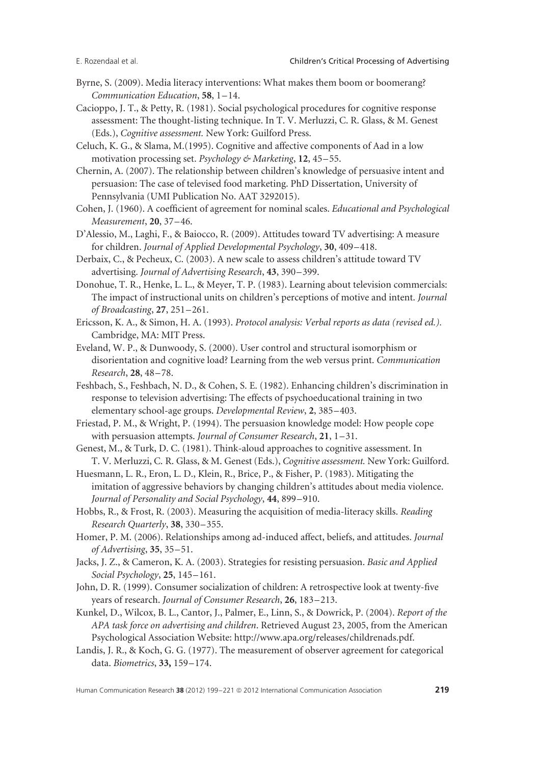Byrne, S. (2009). Media literacy interventions: What makes them boom or boomerang? *Communication Education*, **58**, 1–14.

Cacioppo, J. T., & Petty, R. (1981). Social psychological procedures for cognitive response assessment: The thought-listing technique. In T. V. Merluzzi, C. R. Glass, & M. Genest (Eds.), *Cognitive assessment.* New York: Guilford Press.

Celuch, K. G., & Slama, M.(1995). Cognitive and affective components of Aad in a low motivation processing set. *Psychology & Marketing*, **12**, 45–55.

Chernin, A. (2007). The relationship between children's knowledge of persuasive intent and persuasion: The case of televised food marketing. PhD Dissertation, University of Pennsylvania (UMI Publication No. AAT 3292015).

Cohen, J. (1960). A coefficient of agreement for nominal scales. *Educational and Psychological Measurement*, **20**, 37–46.

D'Alessio, M., Laghi, F., & Baiocco, R. (2009). Attitudes toward TV advertising: A measure for children. *Journal of Applied Developmental Psychology*, **30**, 409–418.

Derbaix, C., & Pecheux, C. (2003). A new scale to assess children's attitude toward TV advertising. *Journal of Advertising Research*, **43**, 390–399.

Donohue, T. R., Henke, L. L., & Meyer, T. P. (1983). Learning about television commercials: The impact of instructional units on children's perceptions of motive and intent. *Journal of Broadcasting*, **27**, 251–261.

Ericsson, K. A., & Simon, H. A. (1993). *Protocol analysis: Verbal reports as data (revised ed.).* Cambridge, MA: MIT Press.

Eveland, W. P., & Dunwoody, S. (2000). User control and structural isomorphism or disorientation and cognitive load? Learning from the web versus print. *Communication Research*, **28**, 48–78.

Feshbach, S., Feshbach, N. D., & Cohen, S. E. (1982). Enhancing children's discrimination in response to television advertising: The effects of psychoeducational training in two elementary school-age groups. *Developmental Review*, **2**, 385–403.

Friestad, P. M., & Wright, P. (1994). The persuasion knowledge model: How people cope with persuasion attempts. *Journal of Consumer Research*, **21**, 1–31.

Genest, M., & Turk, D. C. (1981). Think-aloud approaches to cognitive assessment. In T. V. Merluzzi, C. R. Glass, & M. Genest (Eds.), *Cognitive assessment.* New York: Guilford.

Huesmann, L. R., Eron, L. D., Klein, R., Brice, P., & Fisher, P. (1983). Mitigating the imitation of aggressive behaviors by changing children's attitudes about media violence. *Journal of Personality and Social Psychology*, **44**, 899–910.

Hobbs, R., & Frost, R. (2003). Measuring the acquisition of media-literacy skills. *Reading Research Quarterly*, **38**, 330–355.

Homer, P. M. (2006). Relationships among ad-induced affect, beliefs, and attitudes. *Journal of Advertising*, **35**, 35–51.

Jacks, J. Z., & Cameron, K. A. (2003). Strategies for resisting persuasion. *Basic and Applied Social Psychology*, **25**, 145–161.

John, D. R. (1999). Consumer socialization of children: A retrospective look at twenty-five years of research. *Journal of Consumer Research*, **26**, 183–213.

Kunkel, D., Wilcox, B. L., Cantor, J., Palmer, E., Linn, S., & Dowrick, P. (2004). *Report of the APA task force on advertising and children*. Retrieved August 23, 2005, from the American Psychological Association Website: http://www.apa.org/releases/childrenads.pdf.

Landis, J. R., & Koch, G. G. (1977). The measurement of observer agreement for categorical data. *Biometrics*, **33,** 159–174.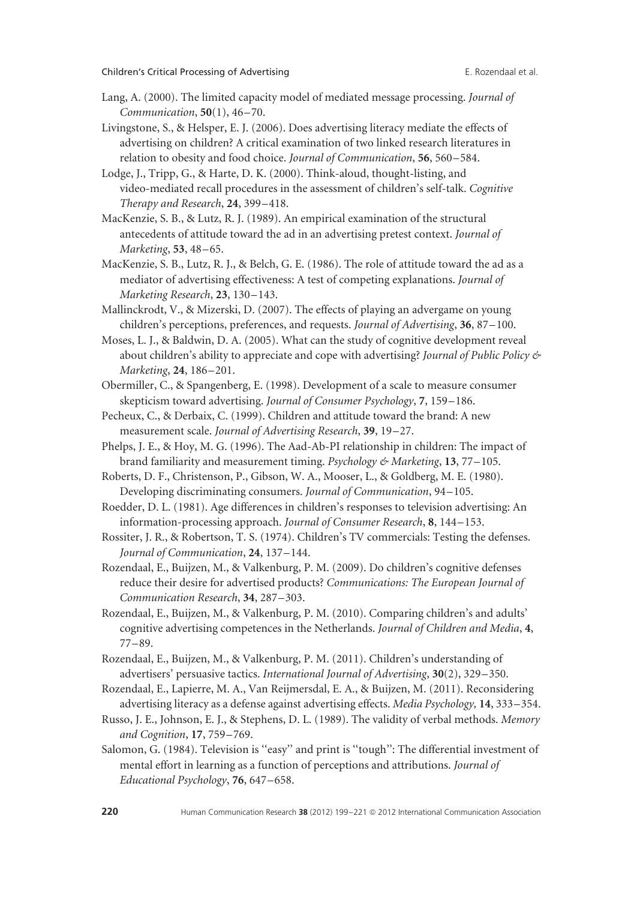Lang, A. (2000). The limited capacity model of mediated message processing. *Journal of Communication*, **50**(1), 46–70.

Livingstone, S., & Helsper, E. J. (2006). Does advertising literacy mediate the effects of advertising on children? A critical examination of two linked research literatures in relation to obesity and food choice. *Journal of Communication*, **56**, 560–584.

Lodge, J., Tripp, G., & Harte, D. K. (2000). Think-aloud, thought-listing, and video-mediated recall procedures in the assessment of children's self-talk. *Cognitive Therapy and Research*, **24**, 399–418.

MacKenzie, S. B., & Lutz, R. J. (1989). An empirical examination of the structural antecedents of attitude toward the ad in an advertising pretest context. *Journal of Marketing*, **53**, 48–65.

MacKenzie, S. B., Lutz, R. J., & Belch, G. E. (1986). The role of attitude toward the ad as a mediator of advertising effectiveness: A test of competing explanations. *Journal of Marketing Research*, **23**, 130–143.

Mallinckrodt, V., & Mizerski, D. (2007). The effects of playing an advergame on young children's perceptions, preferences, and requests. *Journal of Advertising*, **36**, 87–100.

Moses, L. J., & Baldwin, D. A. (2005). What can the study of cognitive development reveal about children's ability to appreciate and cope with advertising? *Journal of Public Policy & Marketing*, **24**, 186–201.

Obermiller, C., & Spangenberg, E. (1998). Development of a scale to measure consumer skepticism toward advertising. *Journal of Consumer Psychology*, **7**, 159–186.

Pecheux, C., & Derbaix, C. (1999). Children and attitude toward the brand: A new measurement scale. *Journal of Advertising Research*, **39**, 19–27.

Phelps, J. E., & Hoy, M. G. (1996). The Aad-Ab-PI relationship in children: The impact of brand familiarity and measurement timing. *Psychology & Marketing*, **13**, 77–105.

Roberts, D. F., Christenson, P., Gibson, W. A., Mooser, L., & Goldberg, M. E. (1980). Developing discriminating consumers. *Journal of Communication*, 94–105.

Roedder, D. L. (1981). Age differences in children's responses to television advertising: An information-processing approach. *Journal of Consumer Research*, **8**, 144–153.

Rossiter, J. R., & Robertson, T. S. (1974). Children's TV commercials: Testing the defenses. *Journal of Communication*, **24**, 137–144.

Rozendaal, E., Buijzen, M., & Valkenburg, P. M. (2009). Do children's cognitive defenses reduce their desire for advertised products? *Communications: The European Journal of Communication Research*, **34**, 287–303.

Rozendaal, E., Buijzen, M., & Valkenburg, P. M. (2010). Comparing children's and adults' cognitive advertising competences in the Netherlands. *Journal of Children and Media*, **4**, 77–89.

Rozendaal, E., Buijzen, M., & Valkenburg, P. M. (2011). Children's understanding of advertisers' persuasive tactics. *International Journal of Advertising*, **30**(2), 329–350.

Rozendaal, E., Lapierre, M. A., Van Reijmersdal, E. A., & Buijzen, M. (2011). Reconsidering advertising literacy as a defense against advertising effects. *Media Psychology,* **14**, 333–354.

Russo, J. E., Johnson, E. J., & Stephens, D. L. (1989). The validity of verbal methods. *Memory and Cognition*, **17**, 759–769.

Salomon, G. (1984). Television is "easy" and print is "tough": The differential investment of mental effort in learning as a function of perceptions and attributions. *Journal of Educational Psychology*, **76**, 647–658.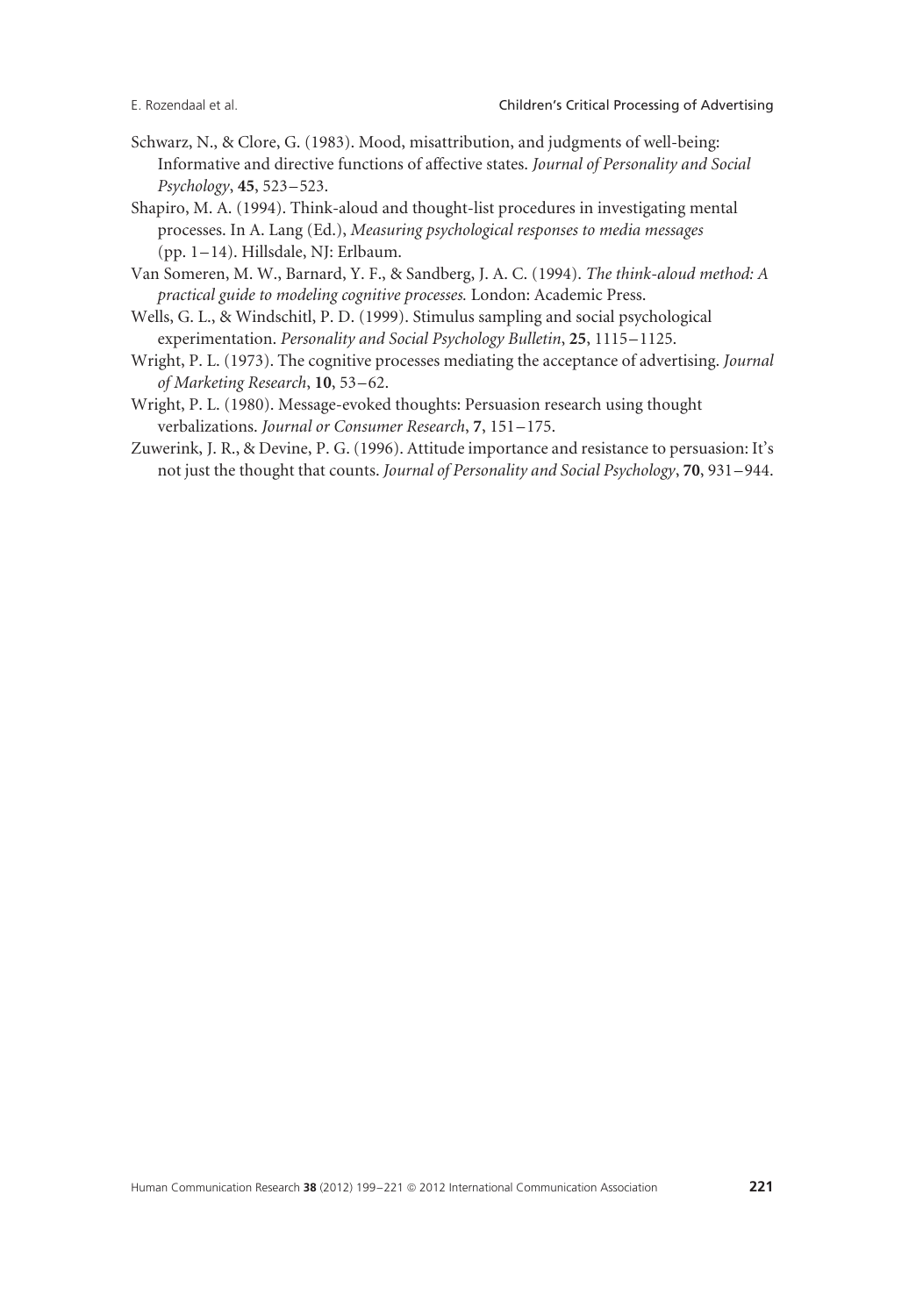Schwarz, N., & Clore, G. (1983). Mood, misattribution, and judgments of well-being: Informative and directive functions of affective states. *Journal of Personality and Social Psychology*, **45**, 523–523.

Shapiro, M. A. (1994). Think-aloud and thought-list procedures in investigating mental processes. In A. Lang (Ed.), *Measuring psychological responses to media messages* (pp. 1–14). Hillsdale, NJ: Erlbaum.

Van Someren, M. W., Barnard, Y. F., & Sandberg, J. A. C. (1994). *The think-aloud method: A practical guide to modeling cognitive processes.* London: Academic Press.

Wells, G. L., & Windschitl, P. D. (1999). Stimulus sampling and social psychological experimentation. *Personality and Social Psychology Bulletin*, **25**, 1115–1125.

Wright, P. L. (1973). The cognitive processes mediating the acceptance of advertising. *Journal of Marketing Research*, **10**, 53–62.

Wright, P. L. (1980). Message-evoked thoughts: Persuasion research using thought verbalizations. *Journal or Consumer Research*, **7**, 151–175.

Zuwerink, J. R., & Devine, P. G. (1996). Attitude importance and resistance to persuasion: It's not just the thought that counts. *Journal of Personality and Social Psychology*, **70**, 931–944.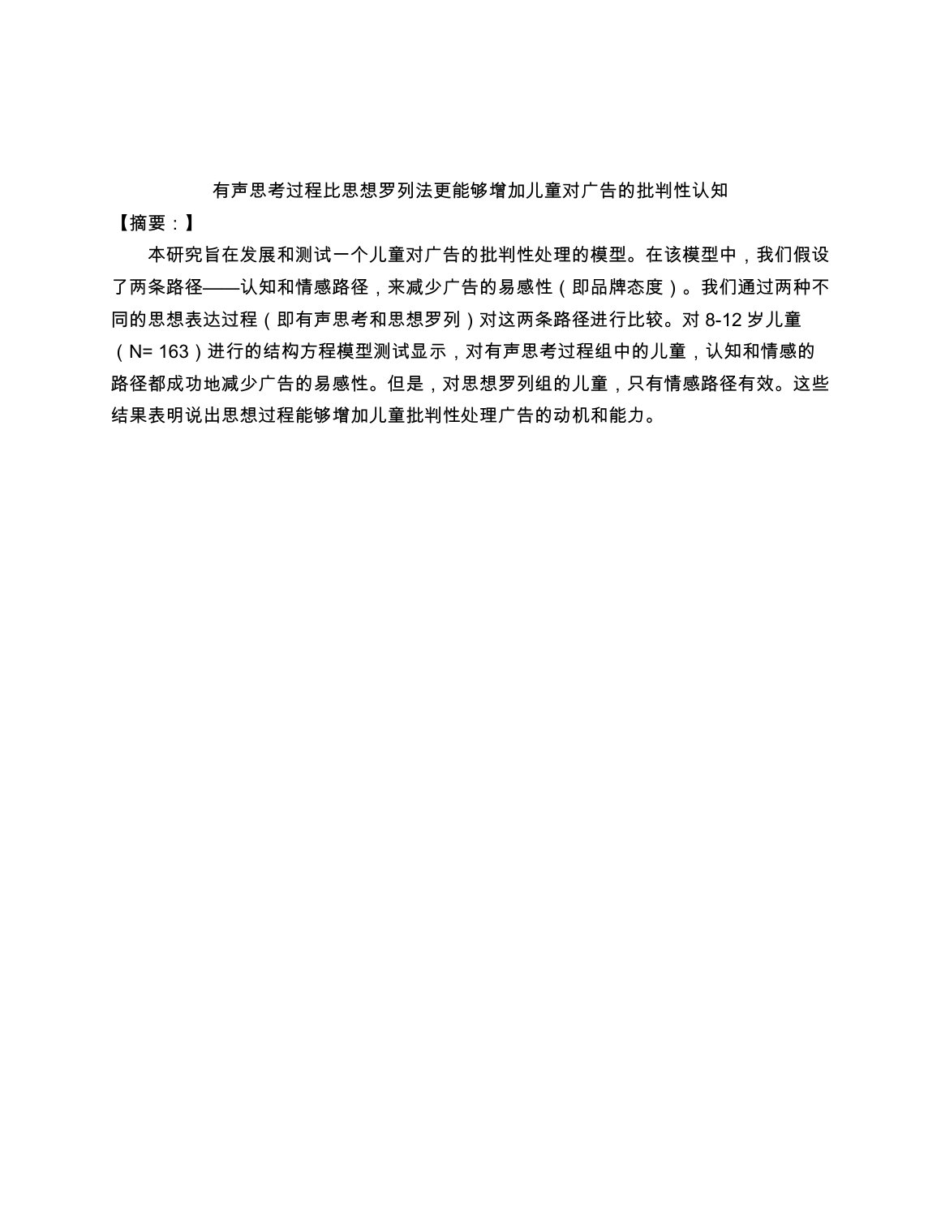# 有声思考过程比思想罗列法更能够增加儿童对广告的批判性认知

【摘要：】

本研究旨在发展和测试一个儿童对广告的批判性处理的模型。在该模型中，我们假设了两条路径——认知和情感路径，来减少广告的易感性（即品牌态度）。我们通过两种不同的思想表达过程（即有声思考和思想罗列）对这两条路径进行比较。对 8-12 岁儿童（N= 163）进行的结构方程模型测试显示，对有声思考过程组中的儿童，认知和情感的路径都成功地减少广告的易感性。但是，对思想罗列组的儿童，只有情感路径有效。这些结果表明说出思想过程能够增加儿童批判性处理广告的动机和能力。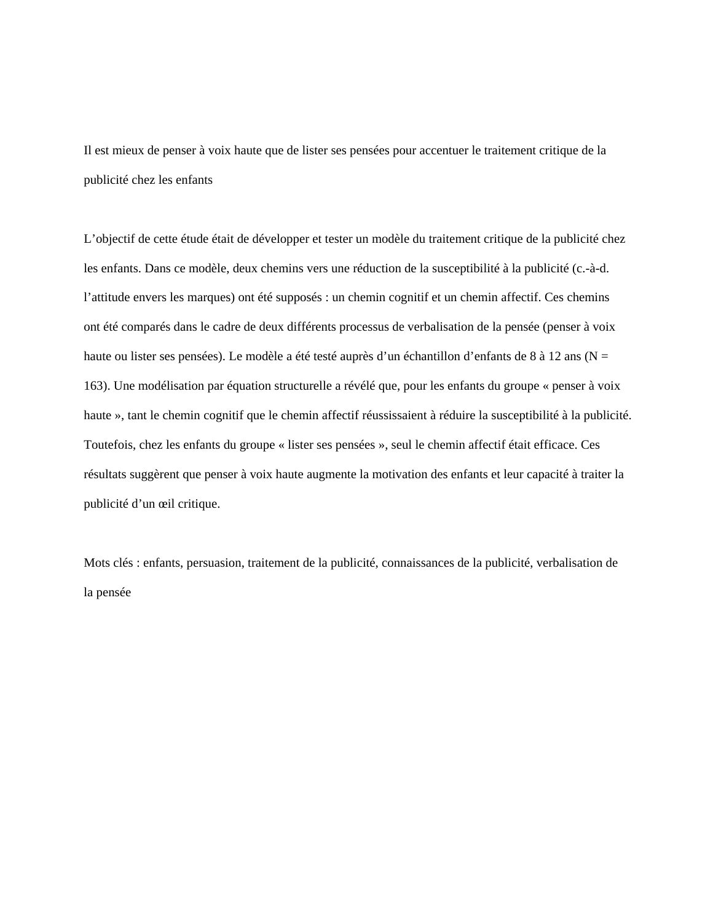Il est mieux de penser à voix haute que de lister ses pensées pour accentuer le traitement critique de la publicité chez les enfants

L'objectif de cette étude était de développer et tester un modèle du traitement critique de la publicité chez les enfants. Dans ce modèle, deux chemins vers une réduction de la susceptibilité à la publicité (c.-à-d. l'attitude envers les marques) ont été supposés : un chemin cognitif et un chemin affectif. Ces chemins ont été comparés dans le cadre de deux différents processus de verbalisation de la pensée (penser à voix haute ou lister ses pensées). Le modèle a été testé auprès d'un échantillon d'enfants de 8 à 12 ans ($N = 163$). Une modélisation par équation structurelle a révélé que, pour les enfants du groupe « penser à voix haute », tant le chemin cognitif que le chemin affectif réussissaient à réduire la susceptibilité à la publicité. Toutefois, chez les enfants du groupe « lister ses pensées », seul le chemin affectif était efficace. Ces résultats suggèrent que penser à voix haute augmente la motivation des enfants et leur capacité à traiter la publicité d'un œil critique.

Mots clés : enfants, persuasion, traitement de la publicité, connaissances de la publicité, verbalisation de la pensée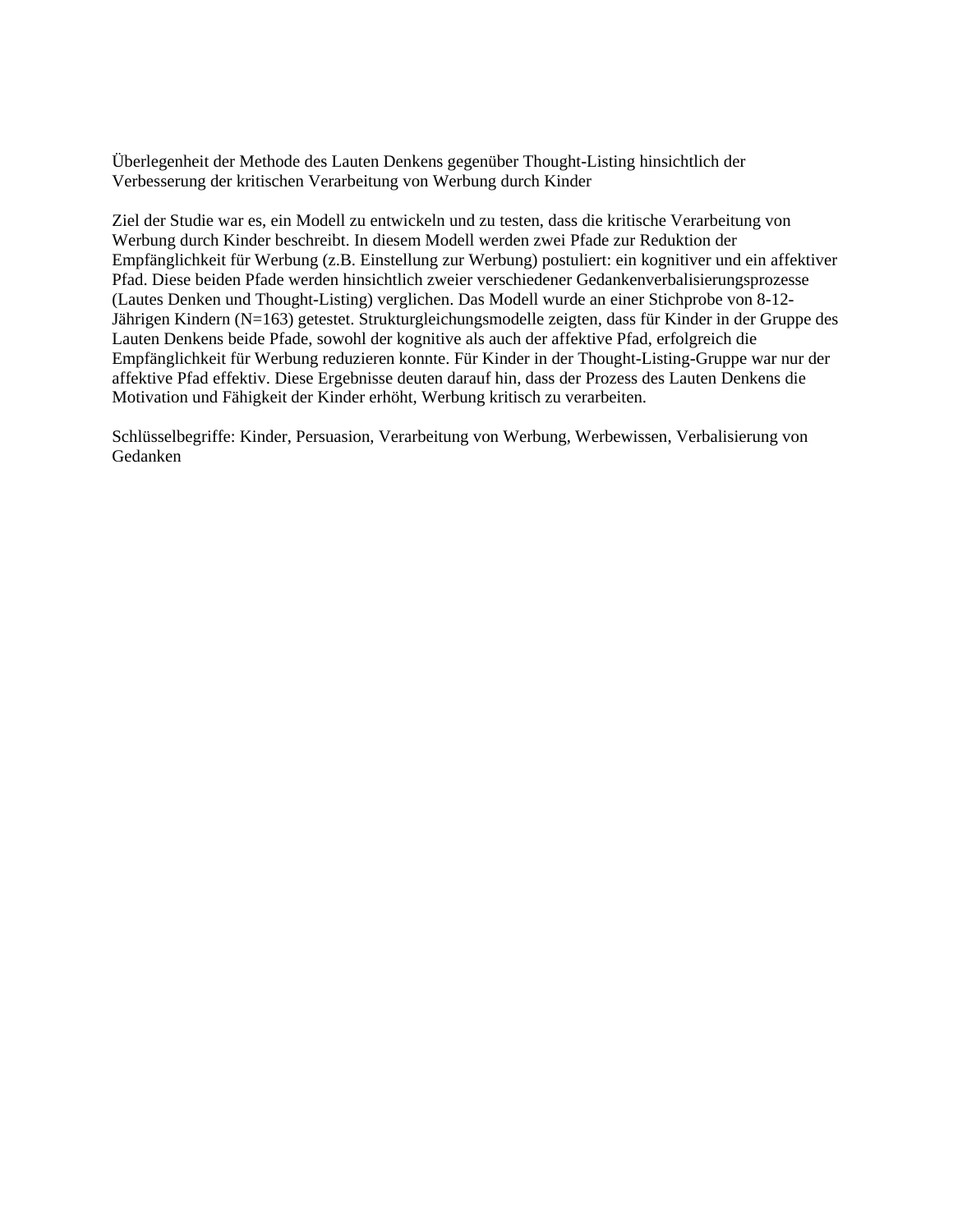Überlegenheit der Methode des Lauten Denkens gegenüber Thought-Listing hinsichtlich der Verbesserung der kritischen Verarbeitung von Werbung durch Kinder

Ziel der Studie war es, ein Modell zu entwickeln und zu testen, dass die kritische Verarbeitung von Werbung durch Kinder beschreibt. In diesem Modell werden zwei Pfade zur Reduktion der Empfänglichkeit für Werbung (z.B. Einstellung zur Werbung) postuliert: ein kognitiver und ein affektiver Pfad. Diese beiden Pfade werden hinsichtlich zweier verschiedener Gedankenverbalisierungsprozesse (Lautes Denken und Thought-Listing) verglichen. Das Modell wurde an einer Stichprobe von 8-12-Jährigen Kindern (N=163) getestet. Strukturgleichungsmodelle zeigten, dass für Kinder in der Gruppe des Lauten Denkens beide Pfade, sowohl der kognitive als auch der affektive Pfad, erfolgreich die Empfänglichkeit für Werbung reduzieren konnte. Für Kinder in der Thought-Listing-Gruppe war nur der affektive Pfad effektiv. Diese Ergebnisse deuten darauf hin, dass der Prozess des Lauten Denkens die Motivation und Fähigkeit der Kinder erhöht, Werbung kritisch zu verarbeiten.

Schlüsselbegriffe: Kinder, Persuasion, Verarbeitung von Werbung, Werbewissen, Verbalisierung von Gedanken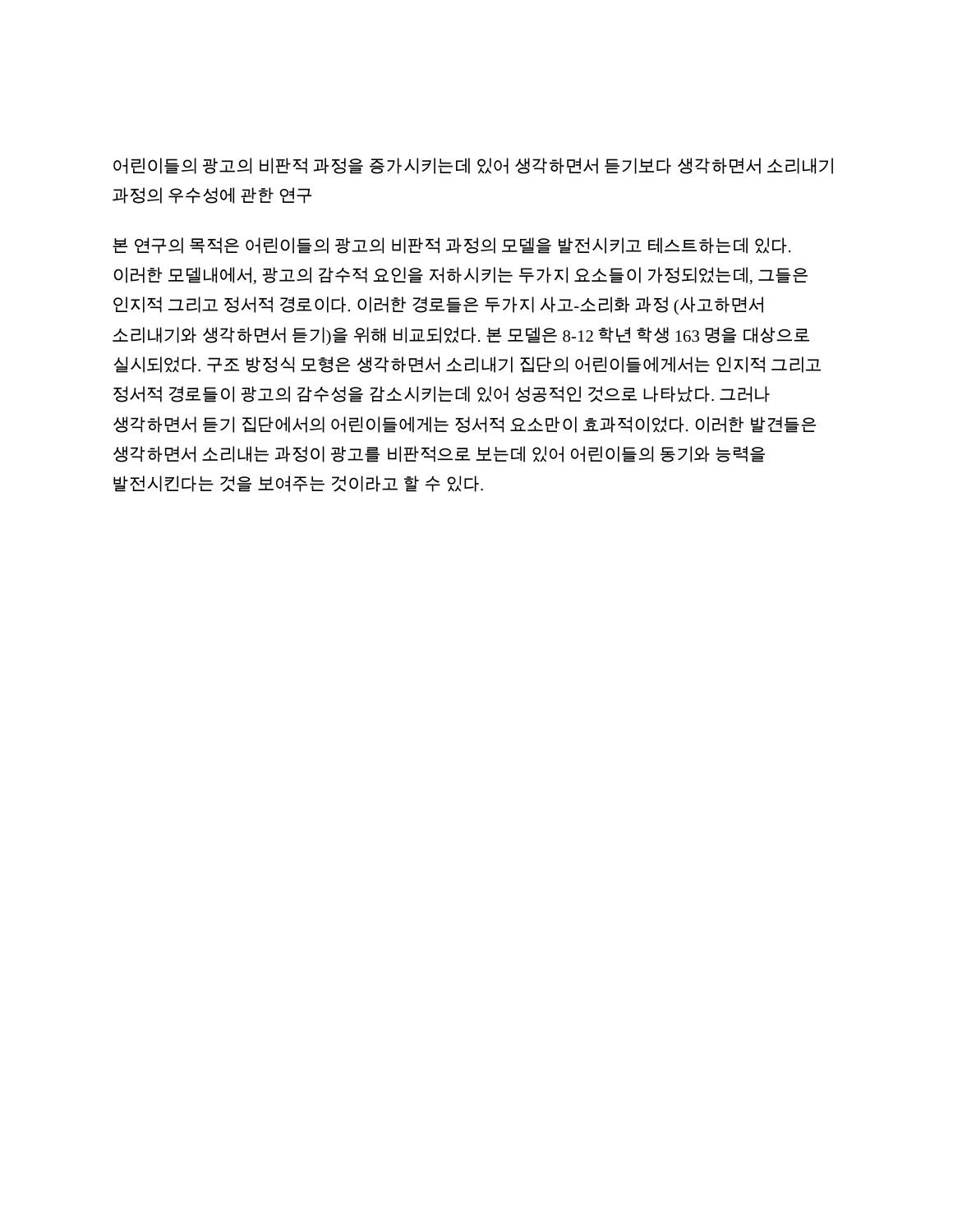어린이들의 광고의 비판적 과정을 증가시키는데 있어 생각하면서 듣기보다 생각하면서 소리내기 과정의 우수성에 관한 연구

본 연구의 목적은 어린이들의 광고의 비판적 과정의 모델을 발전시키고 테스트하는데 있다. 이러한 모델내에서, 광고의 감수적 요인을 저하시키는 두가지 요소들이 가정되었는데, 그들은 인지적 그리고 정서적 경로이다. 이러한 경로들은 두가지 사고-소리화 과정 (사고하면서 소리내기와 생각하면서 듣기)을 위해 비교되었다. 본 모델은 8-12 학년 학생 163 명을 대상으로 실시되었다. 구조 방정식 모형은 생각하면서 소리내기 집단의 어린이들에게서는 인지적 그리고 정서적 경로들이 광고의 감수성을 감소시키는데 있어 성공적인 것으로 나타났다. 그러나 생각하면서 듣기 집단에서의 어린이들에게는 정서적 요소만이 효과적이었다. 이러한 발견들은 생각하면서 소리내는 과정이 광고를 비판적으로 보는데 있어 어린이들의 동기와 능력을 발전시킨다는 것을 보여주는 것이라고 할 수 있다.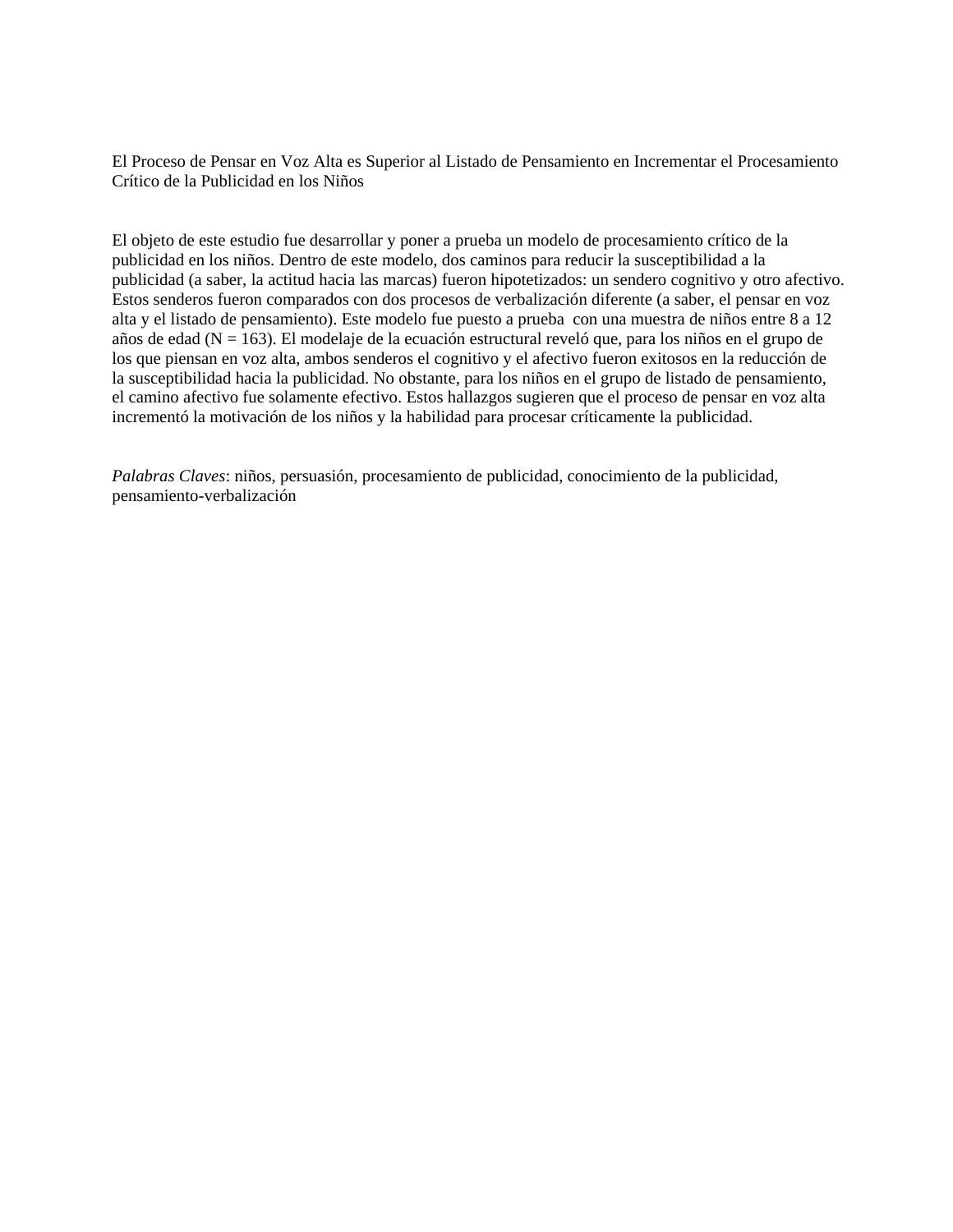# El Proceso de Pensar en Voz Alta es Superior al Listado de Pensamiento en Incrementar el Procesamiento Crítico de la Publicidad en los Niños

El objeto de este estudio fue desarrollar y poner a prueba un modelo de procesamiento crítico de la publicidad en los niños. Dentro de este modelo, dos caminos para reducir la susceptibilidad a la publicidad (a saber, la actitud hacia las marcas) fueron hipotetizados: un sendero cognitivo y otro afectivo. Estos senderos fueron comparados con dos procesos de verbalización diferente (a saber, el pensar en voz alta y el listado de pensamiento). Este modelo fue puesto a prueba con una muestra de niños entre 8 a 12 años de edad (N = 163). El modelaje de la ecuación estructural reveló que, para los niños en el grupo de los que piensan en voz alta, ambos senderos el cognitivo y el afectivo fueron exitosos en la reducción de la susceptibilidad hacia la publicidad. No obstante, para los niños en el grupo de listado de pensamiento, el camino afectivo fue solamente efectivo. Estos hallazgos sugieren que el proceso de pensar en voz alta incrementó la motivación de los niños y la habilidad para procesar críticamente la publicidad.

*Palabras Claves*: niños, persuasión, procesamiento de publicidad, conocimiento de la publicidad, pensamiento-verbalización